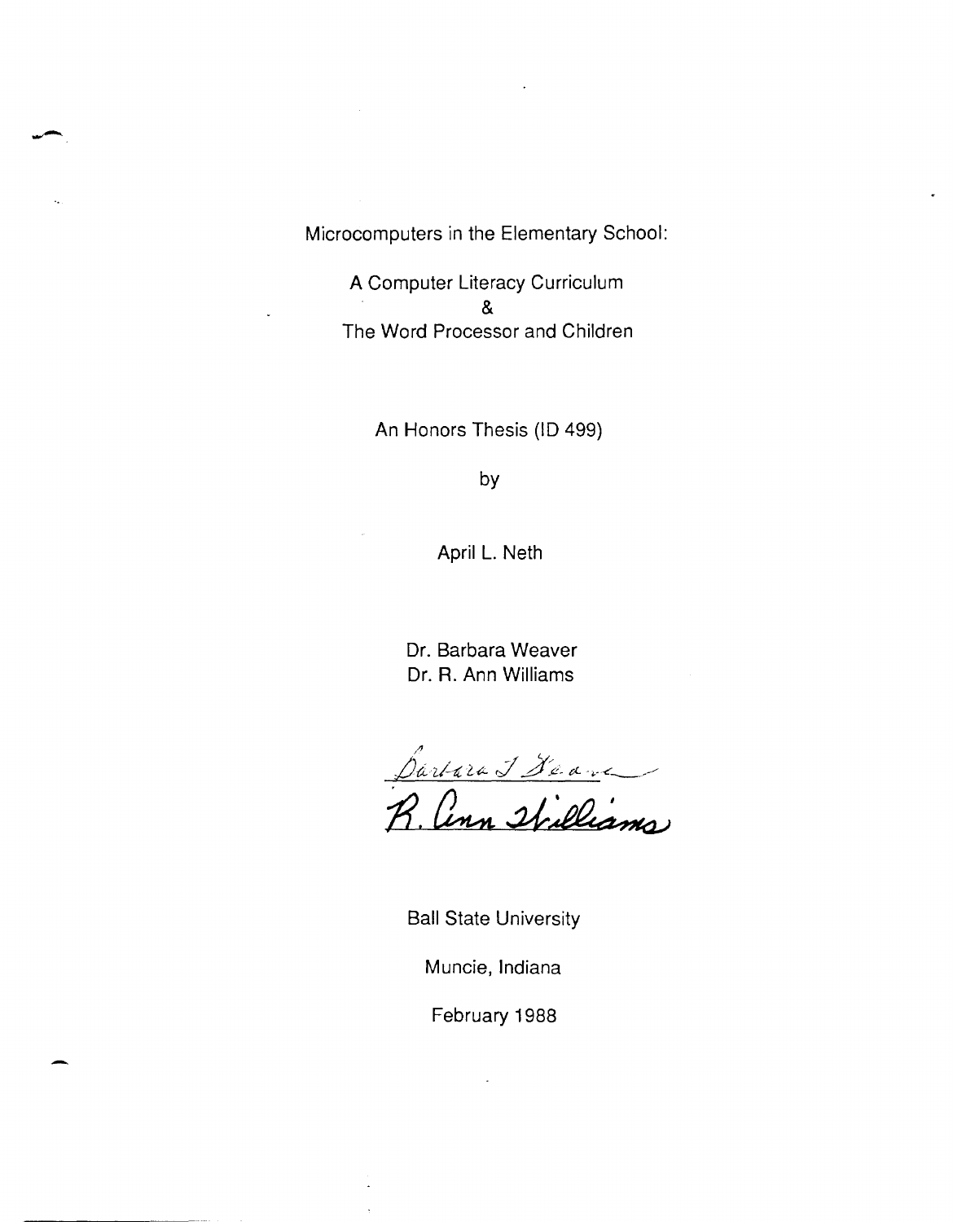# Microcomputers in the Elementary School:

## A Computer Literacy Curriculum
## &
## The Word Processor and Children

An Honors Thesis (ID 499)

by

April L. Neth

Dr. Barbara Weaver
Dr. R. Ann Williams

Barbara J Weaver
R. Ann Williams

Ball State University

Muncie, Indiana

February 1988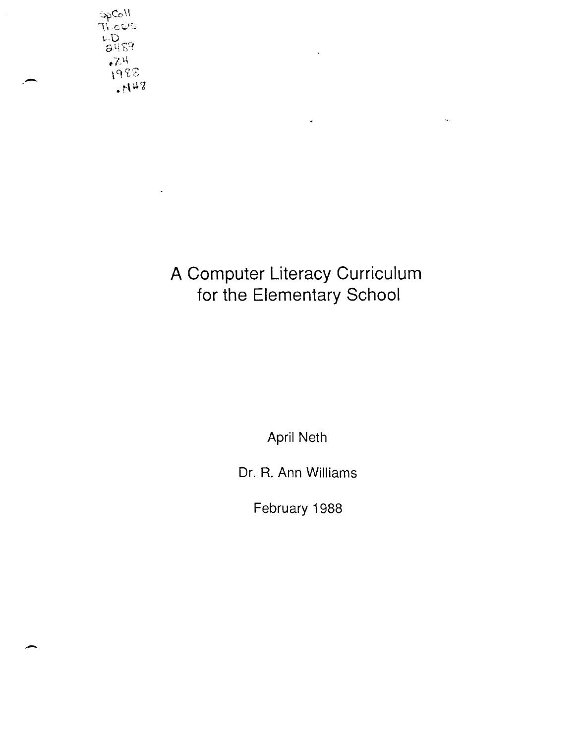SpColl
Thesis
LD
2489
.Z4
1988
.N48

# A Computer Literacy Curriculum for the Elementary School

April Neth

Dr. R. Ann Williams

February 1988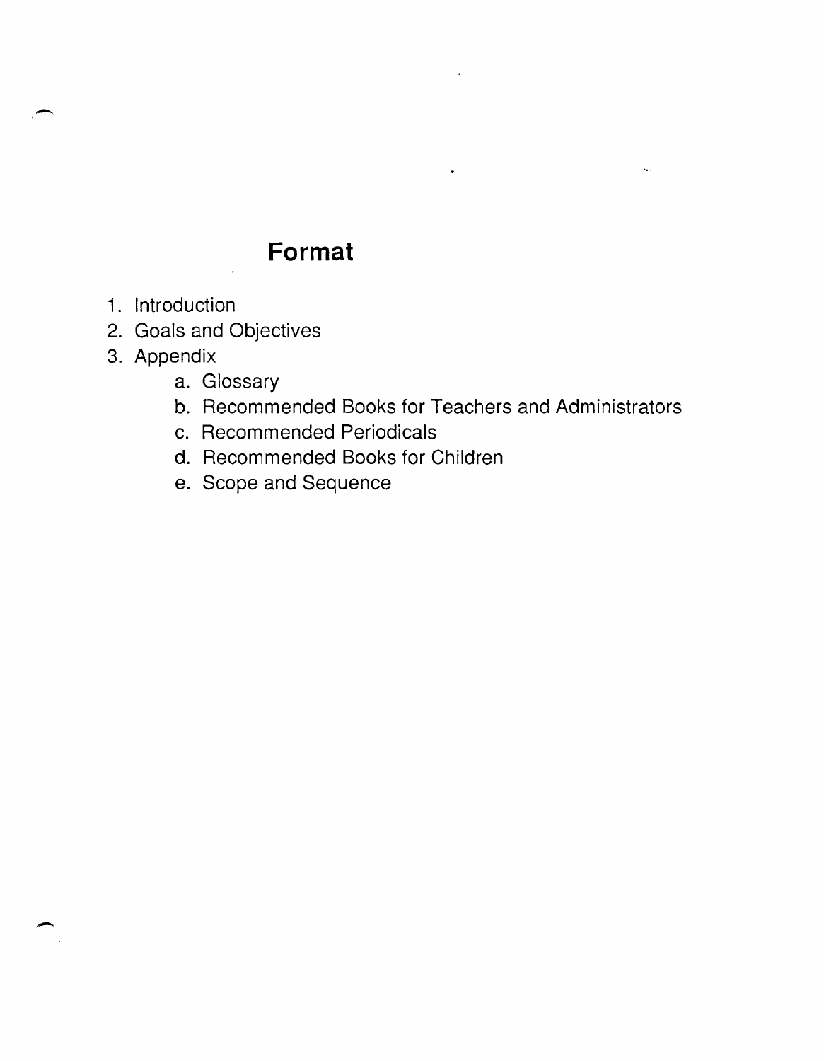# Format

1. Introduction
2. Goals and Objectives
3. Appendix
   a. Glossary
   b. Recommended Books for Teachers and Administrators
   c. Recommended Periodicals
   d. Recommended Books for Children
   e. Scope and Sequence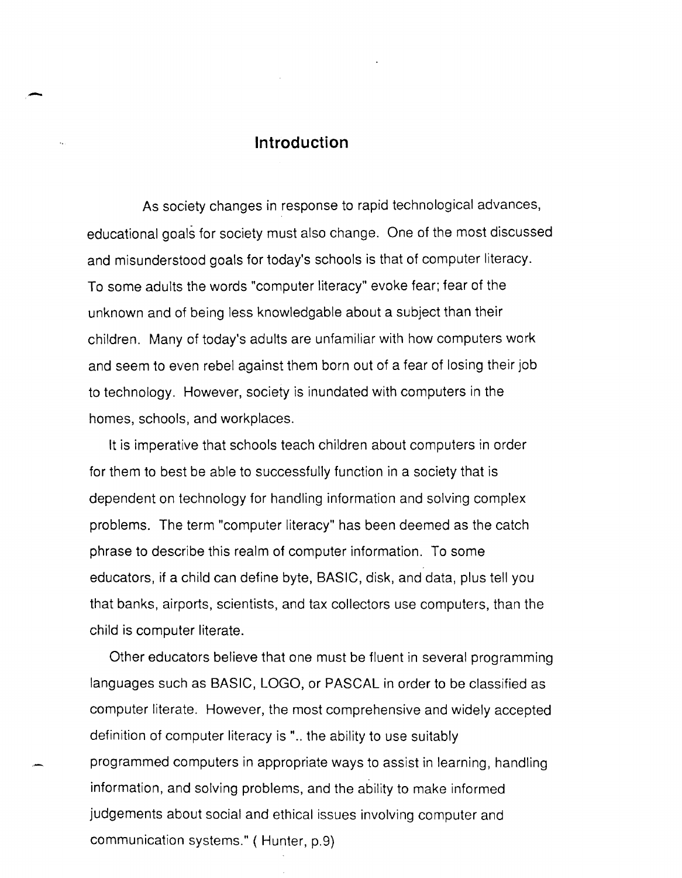# Introduction

As society changes in response to rapid technological advances, educational goals for society must also change. One of the most discussed and misunderstood goals for today's schools is that of computer literacy. To some adults the words "computer literacy" evoke fear; fear of the unknown and of being less knowledgable about a subject than their children. Many of today's adults are unfamiliar with how computers work and seem to even rebel against them born out of a fear of losing their job to technology. However, society is inundated with computers in the homes, schools, and workplaces.

It is imperative that schools teach children about computers in order for them to best be able to successfully function in a society that is dependent on technology for handling information and solving complex problems. The term "computer literacy" has been deemed as the catch phrase to describe this realm of computer information. To some educators, if a child can define byte, BASIC, disk, and data, plus tell you that banks, airports, scientists, and tax collectors use computers, than the child is computer literate.

Other educators believe that one must be fluent in several programming languages such as BASIC, LOGO, or PASCAL in order to be classified as computer literate. However, the most comprehensive and widely accepted definition of computer literacy is ".. the ability to use suitably programmed computers in appropriate ways to assist in learning, handling information, and solving problems, and the ability to make informed judgements about social and ethical issues involving computer and communication systems." ( Hunter, p.9)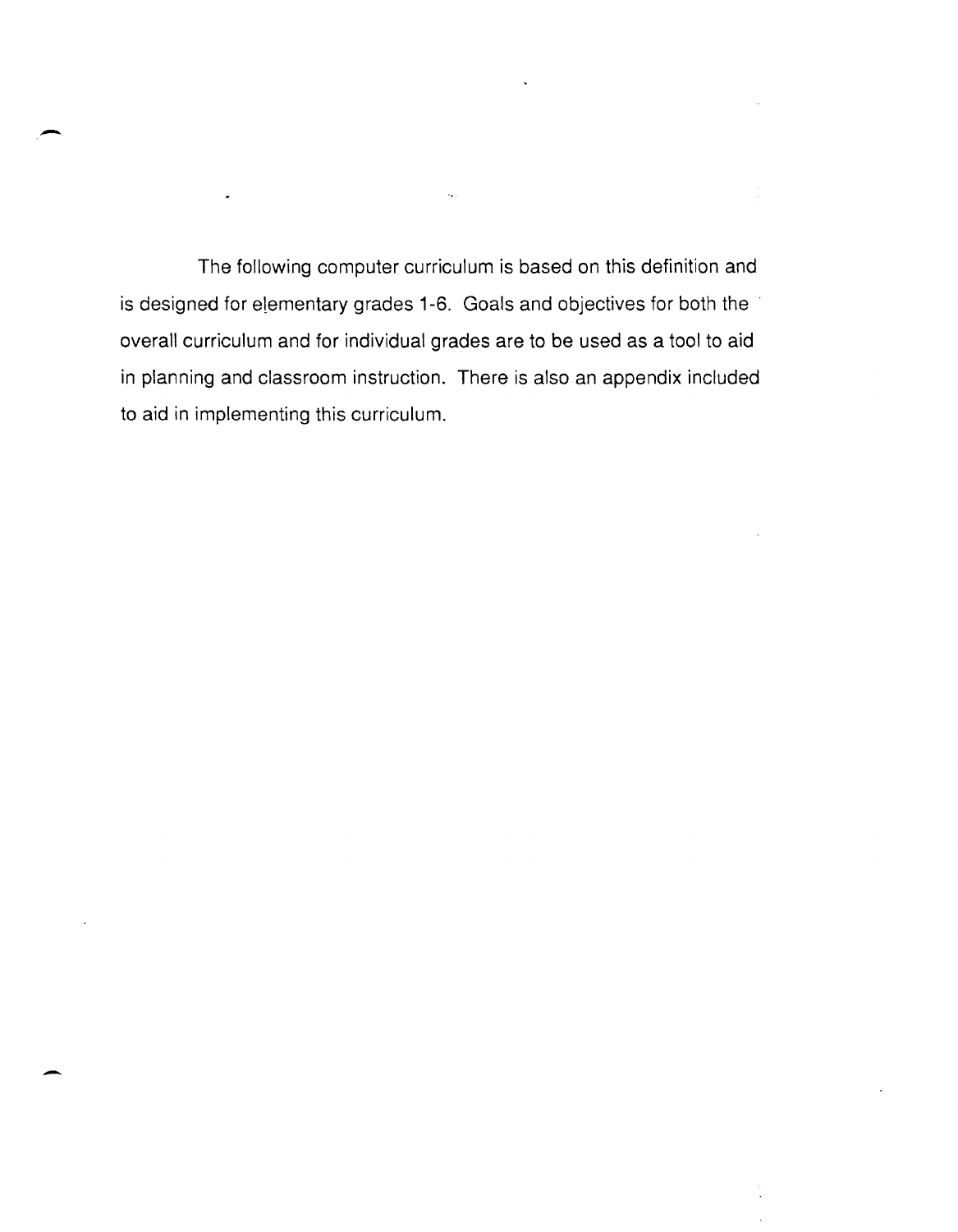The following computer curriculum is based on this definition and is designed for elementary grades 1-6. Goals and objectives for both the overall curriculum and for individual grades are to be used as a tool to aid in planning and classroom instruction. There is also an appendix included to aid in implementing this curriculum.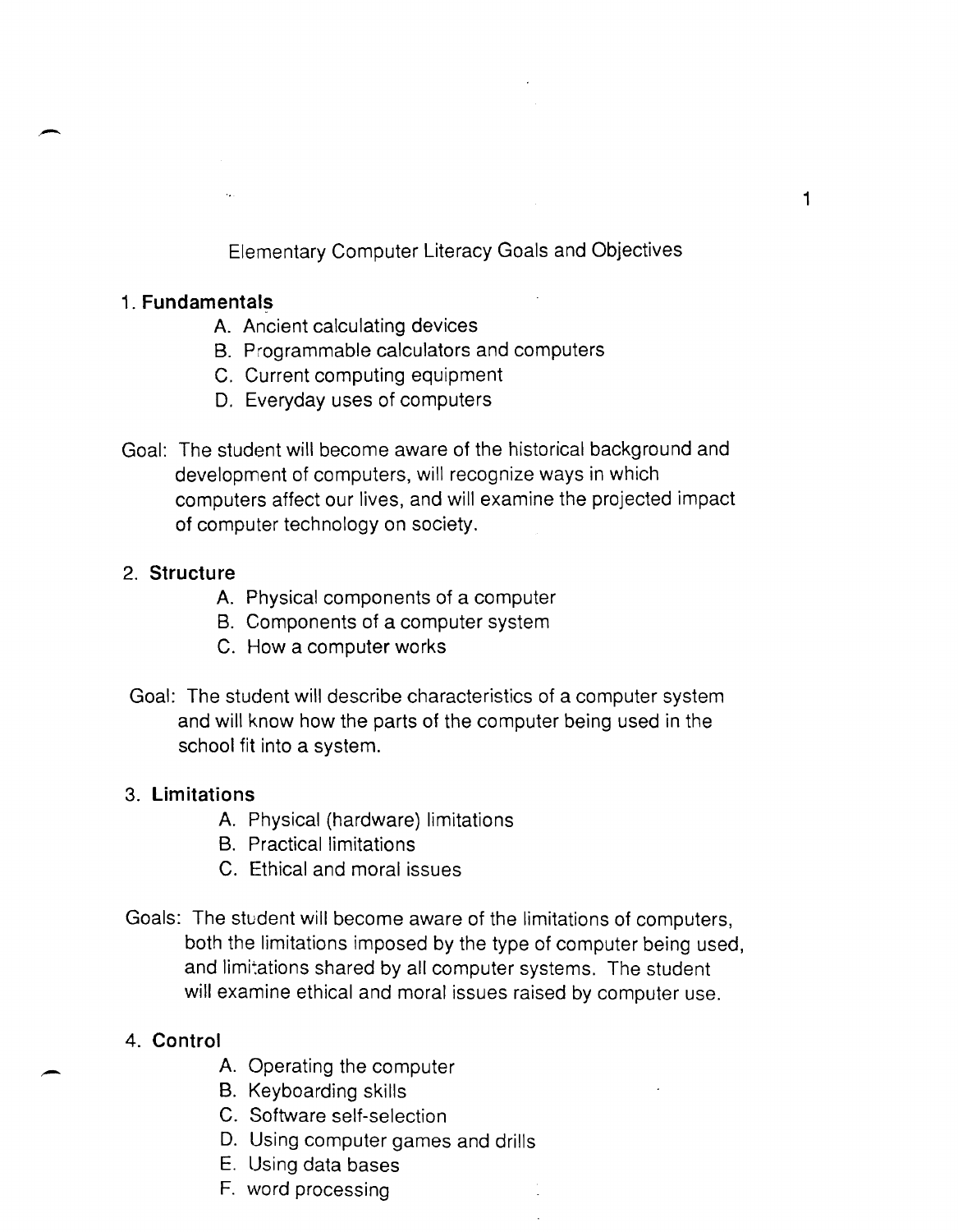# Elementary Computer Literacy Goals and Objectives

1. **Fundamentals**
   - A. Ancient calculating devices
   - B. Programmable calculators and computers
   - C. Current computing equipment
   - D. Everyday uses of computers

Goal: The student will become aware of the historical background and development of computers, will recognize ways in which computers affect our lives, and will examine the projected impact of computer technology on society.

2. **Structure**
   - A. Physical components of a computer
   - B. Components of a computer system
   - C. How a computer works

Goal: The student will describe characteristics of a computer system and will know how the parts of the computer being used in the school fit into a system.

3. **Limitations**
   - A. Physical (hardware) limitations
   - B. Practical limitations
   - C. Ethical and moral issues

Goals: The student will become aware of the limitations of computers, both the limitations imposed by the type of computer being used, and limitations shared by all computer systems. The student will examine ethical and moral issues raised by computer use.

4. **Control**
   - A. Operating the computer
   - B. Keyboarding skills
   - C. Software self-selection
   - D. Using computer games and drills
   - E. Using data bases
   - F. word processing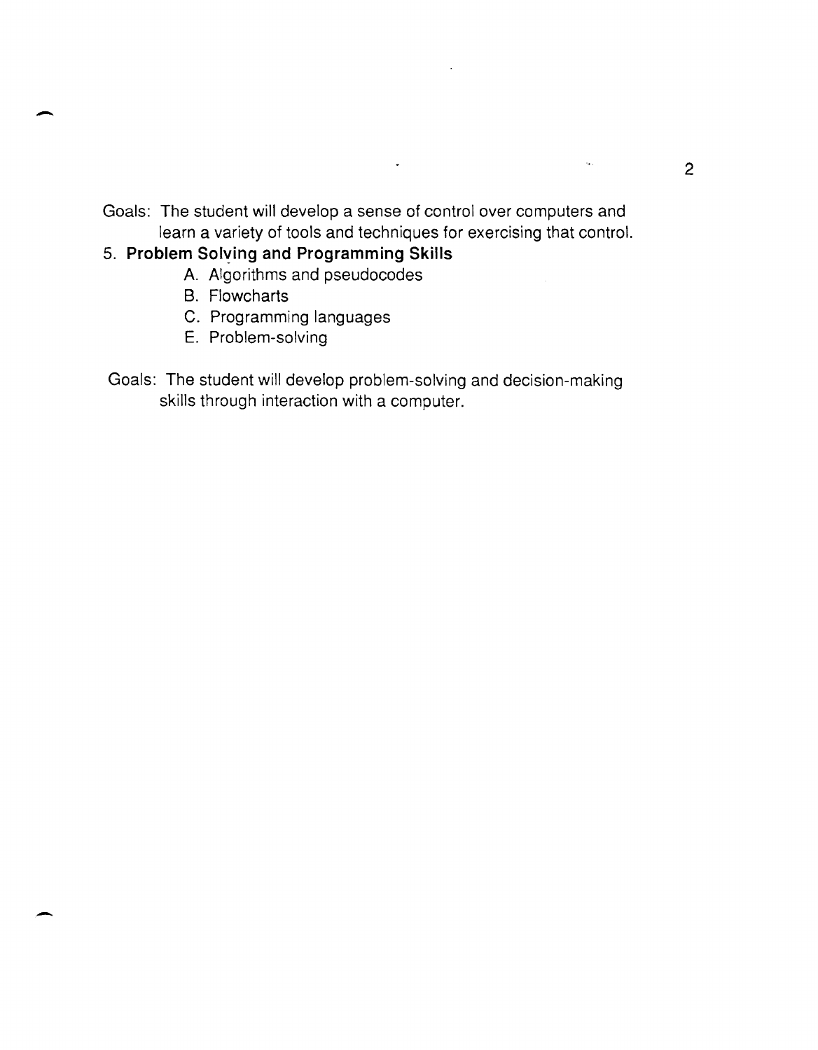Goals: The student will develop a sense of control over computers and learn a variety of tools and techniques for exercising that control.

5. **Problem Solving and Programming Skills**
    - A. Algorithms and pseudocodes
    - B. Flowcharts
    - C. Programming languages
    - E. Problem-solving

Goals: The student will develop problem-solving and decision-making skills through interaction with a computer.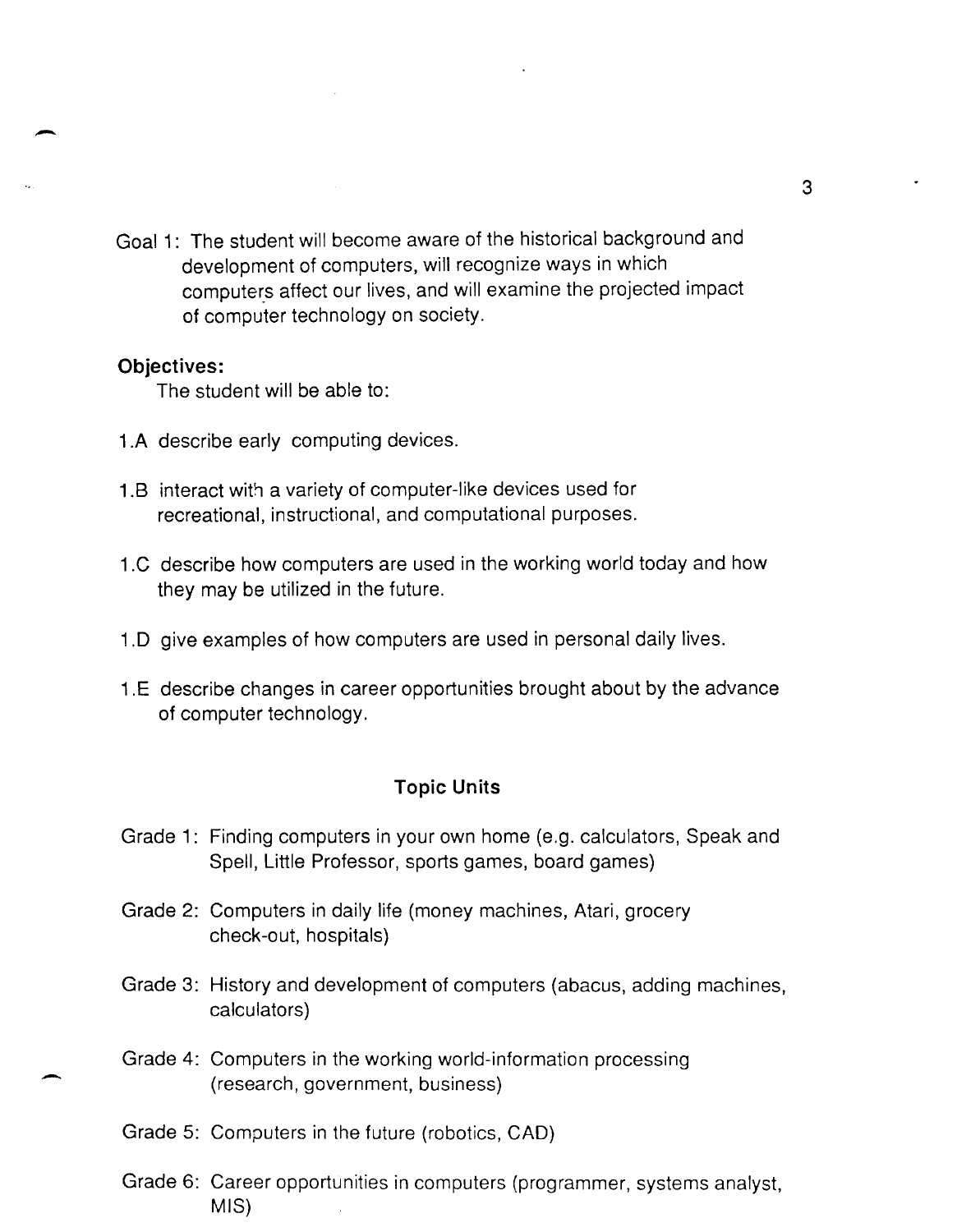Goal 1: The student will become aware of the historical background and development of computers, will recognize ways in which computers affect our lives, and will examine the projected impact of computer technology on society.

**Objectives:**

The student will be able to:

1.A describe early computing devices.

1.B interact with a variety of computer-like devices used for recreational, instructional, and computational purposes.

1.C describe how computers are used in the working world today and how they may be utilized in the future.

1.D give examples of how computers are used in personal daily lives.

1.E describe changes in career opportunities brought about by the advance of computer technology.

## Topic Units

Grade 1: Finding computers in your own home (e.g. calculators, Speak and Spell, Little Professor, sports games, board games)

Grade 2: Computers in daily life (money machines, Atari, grocery check-out, hospitals)

Grade 3: History and development of computers (abacus, adding machines, calculators)

Grade 4: Computers in the working world-information processing (research, government, business)

Grade 5: Computers in the future (robotics, CAD)

Grade 6: Career opportunities in computers (programmer, systems analyst, MIS)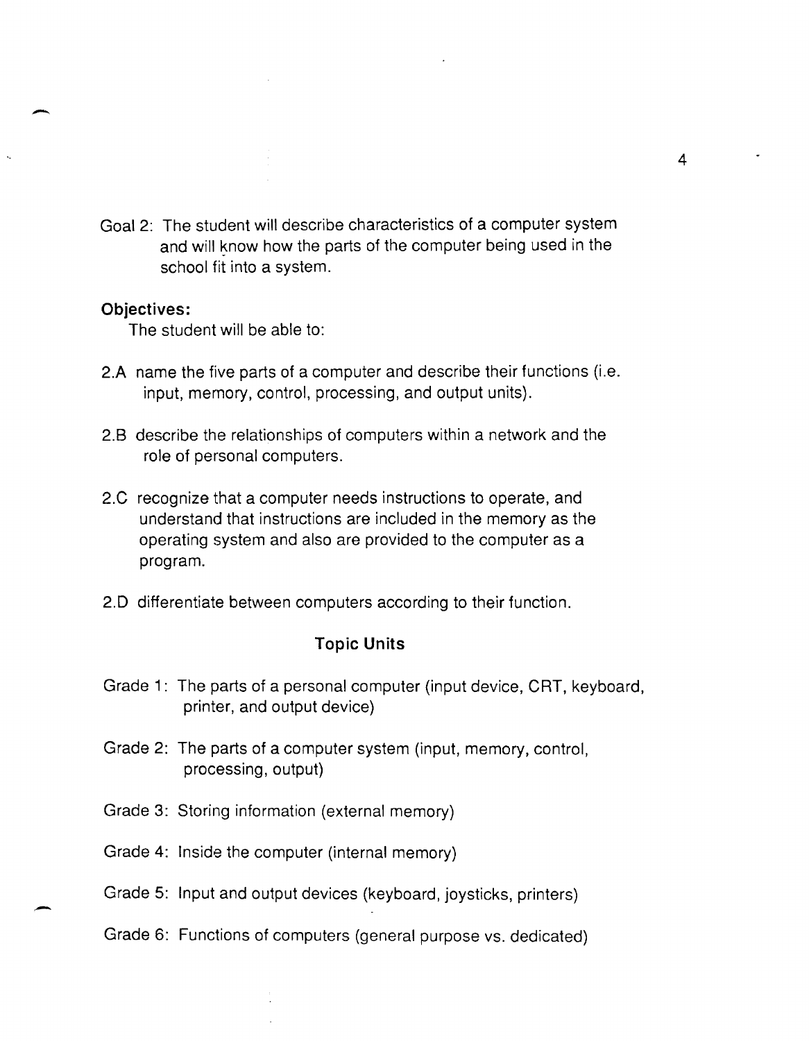Goal 2: The student will describe characteristics of a computer system and will know how the parts of the computer being used in the school fit into a system.

**Objectives:**

The student will be able to:

2.A name the five parts of a computer and describe their functions (i.e. input, memory, control, processing, and output units).

2.B describe the relationships of computers within a network and the role of personal computers.

2.C recognize that a computer needs instructions to operate, and understand that instructions are included in the memory as the operating system and also are provided to the computer as a program.

2.D differentiate between computers according to their function.

**Topic Units**

Grade 1: The parts of a personal computer (input device, CRT, keyboard, printer, and output device)

Grade 2: The parts of a computer system (input, memory, control, processing, output)

Grade 3: Storing information (external memory)

Grade 4: Inside the computer (internal memory)

Grade 5: Input and output devices (keyboard, joysticks, printers)

Grade 6: Functions of computers (general purpose vs. dedicated)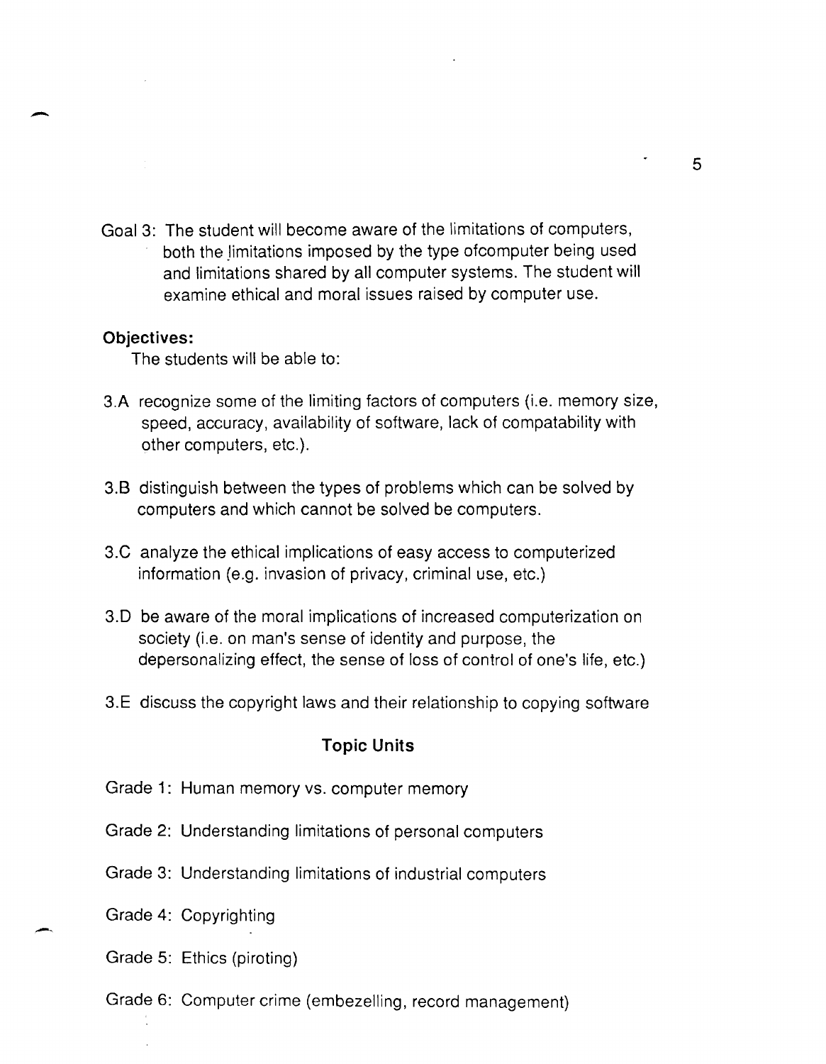Goal 3: The student will become aware of the limitations of computers, both the limitations imposed by the type ofcomputer being used and limitations shared by all computer systems. The student will examine ethical and moral issues raised by computer use.

**Objectives:**

The students will be able to:

3.A recognize some of the limiting factors of computers (i.e. memory size, speed, accuracy, availability of software, lack of compatability with other computers, etc.).

3.B distinguish between the types of problems which can be solved by computers and which cannot be solved be computers.

3.C analyze the ethical implications of easy access to computerized information (e.g. invasion of privacy, criminal use, etc.)

3.D be aware of the moral implications of increased computerization on society (i.e. on man's sense of identity and purpose, the depersonalizing effect, the sense of loss of control of one's life, etc.)

3.E discuss the copyright laws and their relationship to copying software

**Topic Units**

Grade 1: Human memory vs. computer memory

Grade 2: Understanding limitations of personal computers

Grade 3: Understanding limitations of industrial computers

Grade 4: Copyrighting

Grade 5: Ethics (piroting)

Grade 6: Computer crime (embezelling, record management)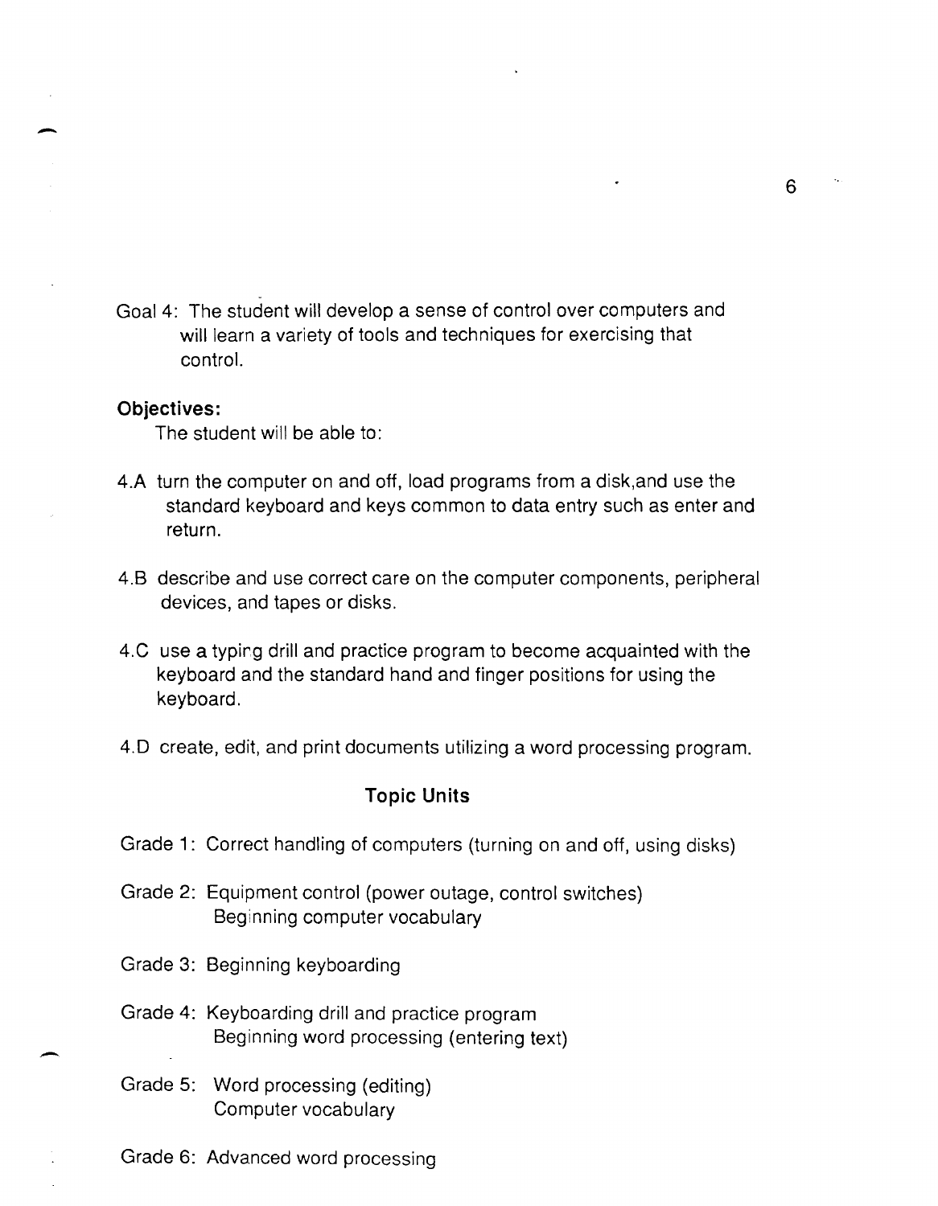Goal 4: The student will develop a sense of control over computers and will learn a variety of tools and techniques for exercising that control.

**Objectives:**

The student will be able to:

4.A turn the computer on and off, load programs from a disk,and use the standard keyboard and keys common to data entry such as enter and return.

4.B describe and use correct care on the computer components, peripheral devices, and tapes or disks.

4.C use a typing drill and practice program to become acquainted with the keyboard and the standard hand and finger positions for using the keyboard.

4.D create, edit, and print documents utilizing a word processing program.

**Topic Units**

Grade 1: Correct handling of computers (turning on and off, using disks)

Grade 2: Equipment control (power outage, control switches)
Beginning computer vocabulary

Grade 3: Beginning keyboarding

Grade 4: Keyboarding drill and practice program
Beginning word processing (entering text)

Grade 5: Word processing (editing)
Computer vocabulary

Grade 6: Advanced word processing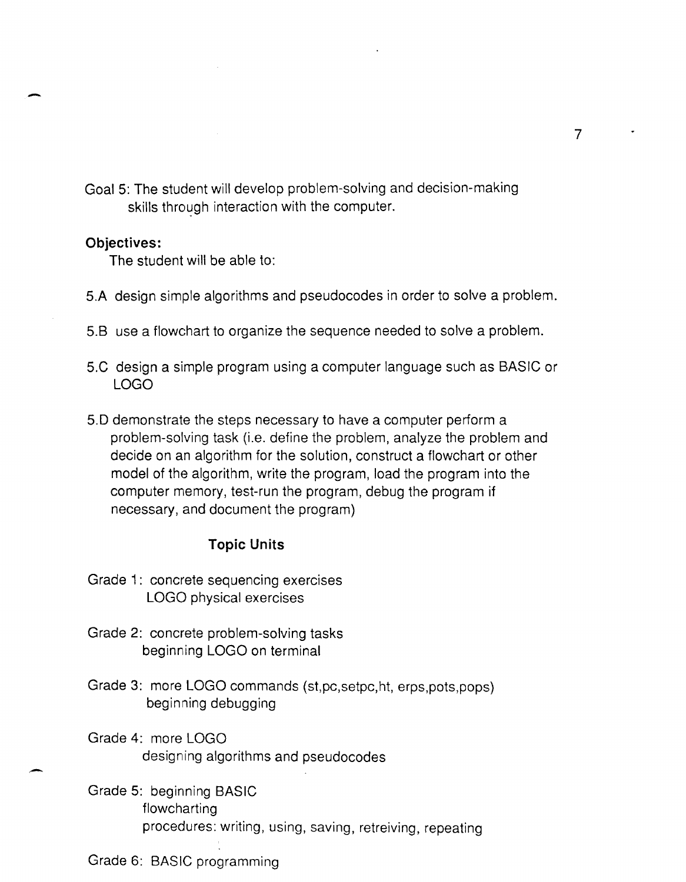Goal 5: The student will develop problem-solving and decision-making skills through interaction with the computer.

**Objectives:**

The student will be able to:

5.A design simple algorithms and pseudocodes in order to solve a problem.

5.B use a flowchart to organize the sequence needed to solve a problem.

5.C design a simple program using a computer language such as BASIC or LOGO

5.D demonstrate the steps necessary to have a computer perform a problem-solving task (i.e. define the problem, analyze the problem and decide on an algorithm for the solution, construct a flowchart or other model of the algorithm, write the program, load the program into the computer memory, test-run the program, debug the program if necessary, and document the program)

**Topic Units**

Grade 1: concrete sequencing exercises
LOGO physical exercises

Grade 2: concrete problem-solving tasks
beginning LOGO on terminal

Grade 3: more LOGO commands (st,pc,setpc,ht, erps,pots,pops)
beginning debugging

Grade 4: more LOGO
designing algorithms and pseudocodes

Grade 5: beginning BASIC
flowcharting
procedures: writing, using, saving, retreiving, repeating

Grade 6: BASIC programming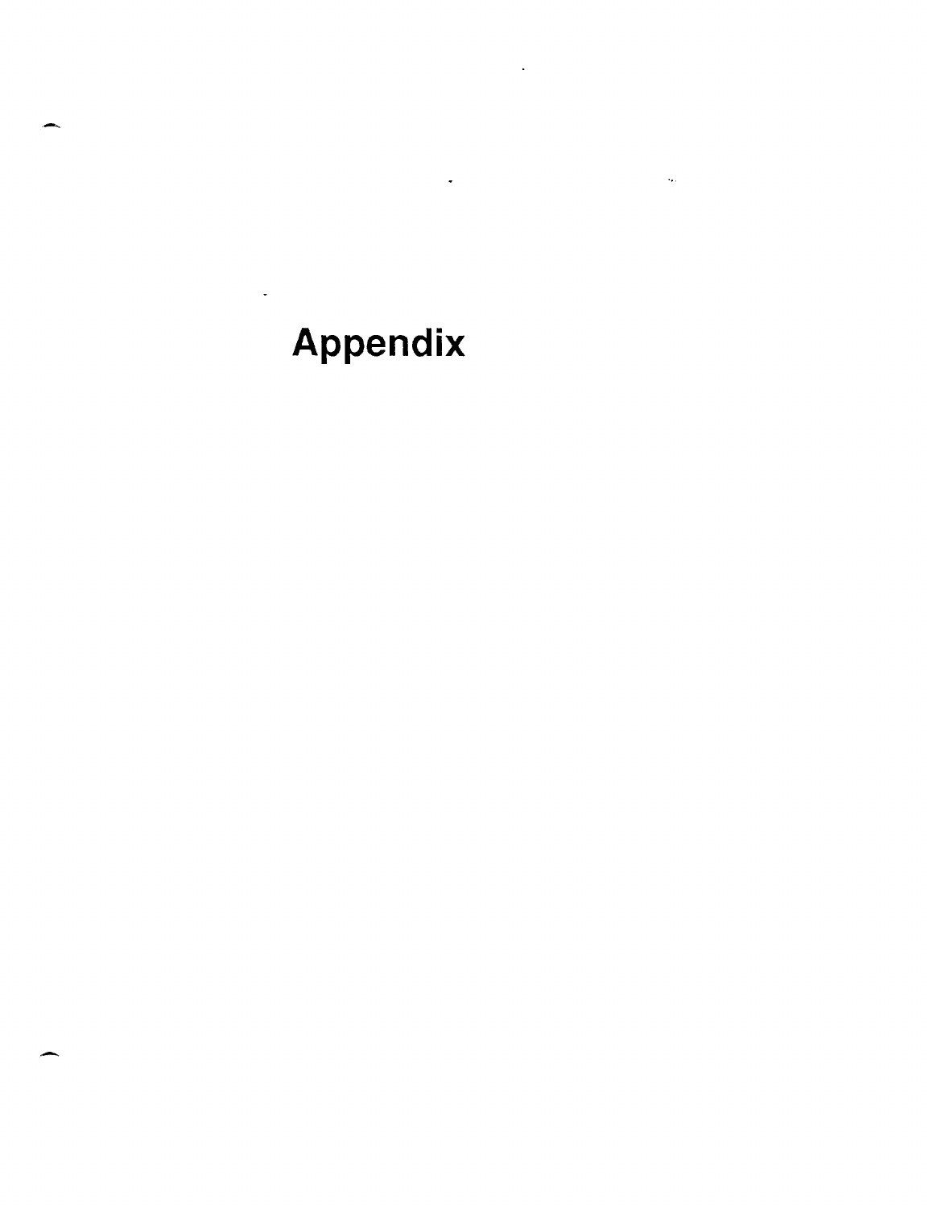# Appendix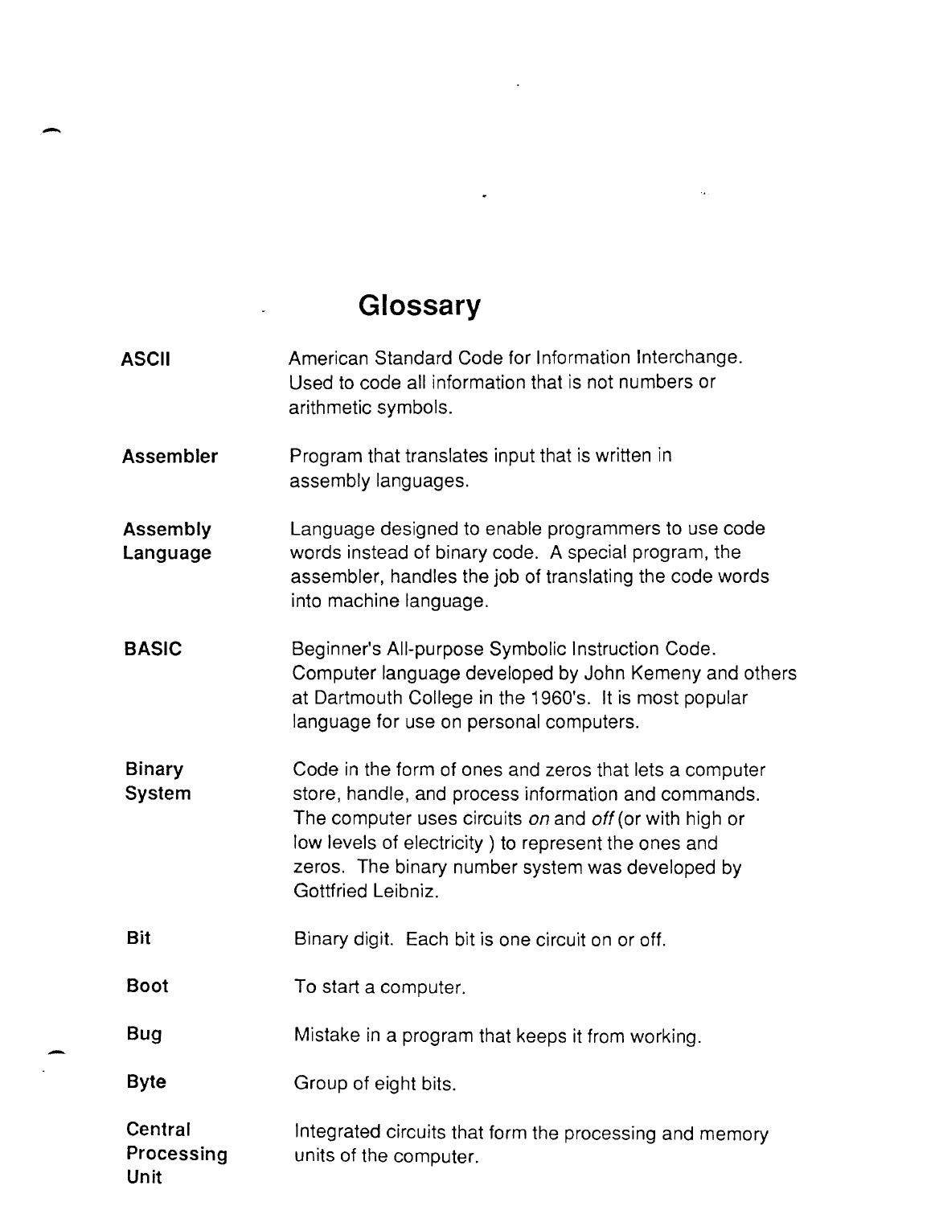# Glossary

**ASCII**
American Standard Code for Information Interchange. Used to code all information that is not numbers or arithmetic symbols.

**Assembler**
Program that translates input that is written in assembly languages.

**Assembly Language**
Language designed to enable programmers to use code words instead of binary code. A special program, the assembler, handles the job of translating the code words into machine language.

**BASIC**
Beginner's All-purpose Symbolic Instruction Code. Computer language developed by John Kemeny and others at Dartmouth College in the 1960's. It is most popular language for use on personal computers.

**Binary System**
Code in the form of ones and zeros that lets a computer store, handle, and process information and commands. The computer uses circuits *on* and *off* (or with high or low levels of electricity ) to represent the ones and zeros. The binary number system was developed by Gottfried Leibniz.

**Bit**
Binary digit. Each bit is one circuit on or off.

**Boot**
To start a computer.

**Bug**
Mistake in a program that keeps it from working.

**Byte**
Group of eight bits.

**Central Processing Unit**
Integrated circuits that form the processing and memory units of the computer.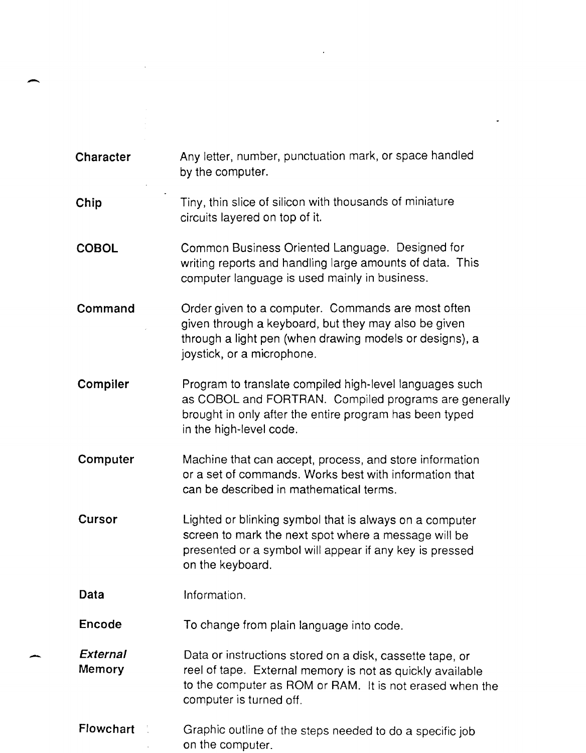**Character** Any letter, number, punctuation mark, or space handled by the computer.

**Chip** Tiny, thin slice of silicon with thousands of miniature circuits layered on top of it.

**COBOL** Common Business Oriented Language. Designed for writing reports and handling large amounts of data. This computer language is used mainly in business.

**Command** Order given to a computer. Commands are most often given through a keyboard, but they may also be given through a light pen (when drawing models or designs), a joystick, or a microphone.

**Compiler** Program to translate compiled high-level languages such as COBOL and FORTRAN. Compiled programs are generally brought in only after the entire program has been typed in the high-level code.

**Computer** Machine that can accept, process, and store information or a set of commands. Works best with information that can be described in mathematical terms.

**Cursor** Lighted or blinking symbol that is always on a computer screen to mark the next spot where a message will be presented or a symbol will appear if any key is pressed on the keyboard.

**Data** Information.

**Encode** To change from plain language into code.

***External* Memory** Data or instructions stored on a disk, cassette tape, or reel of tape. External memory is not as quickly available to the computer as ROM or RAM. It is not erased when the computer is turned off.

**Flowchart** Graphic outline of the steps needed to do a specific job on the computer.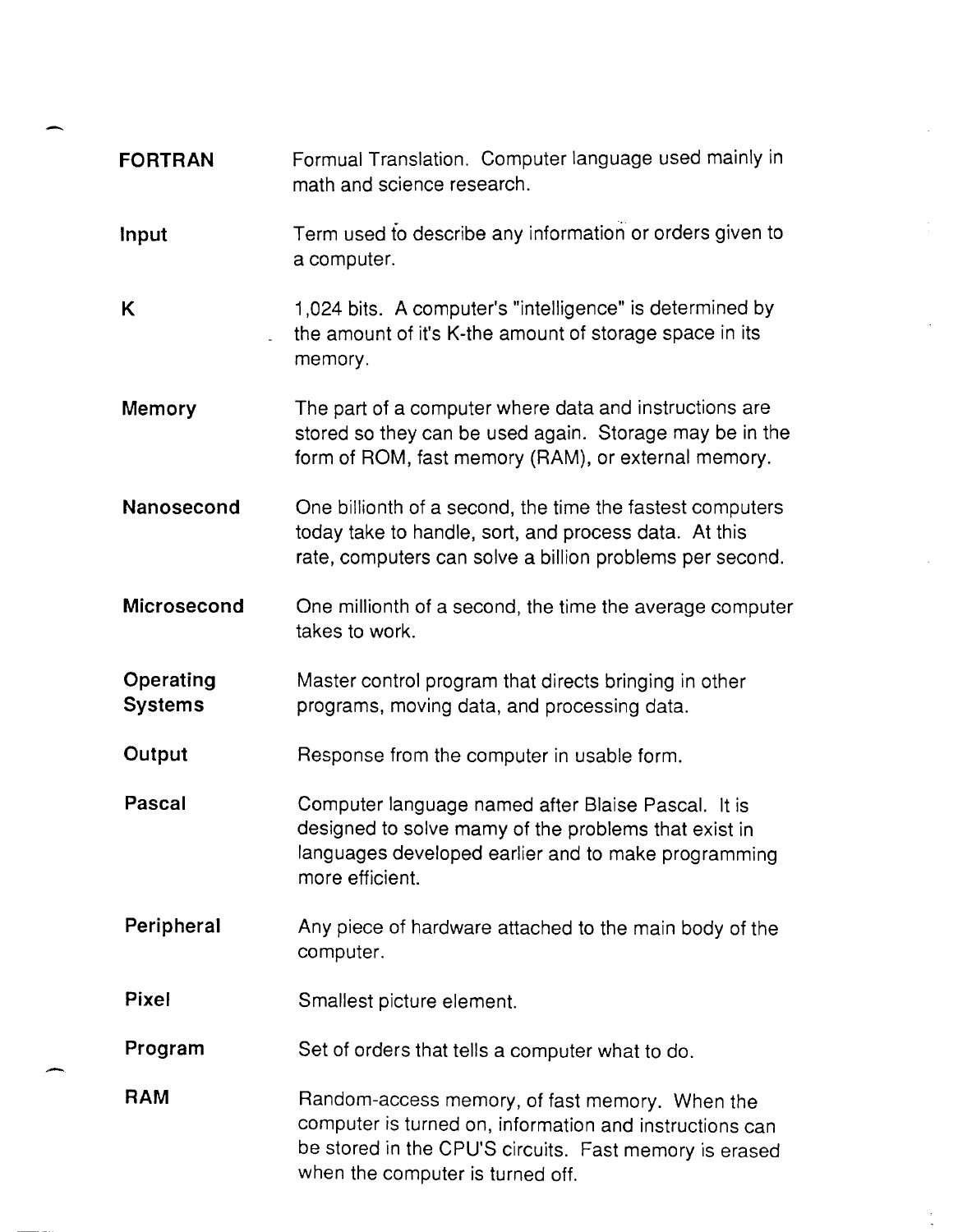**FORTRAN** Formual Translation. Computer language used mainly in math and science research.

**Input** Term used to describe any information or orders given to a computer.

**K** 1,024 bits. A computer's "intelligence" is determined by the amount of it's K-the amount of storage space in its memory.

**Memory** The part of a computer where data and instructions are stored so they can be used again. Storage may be in the form of ROM, fast memory (RAM), or external memory.

**Nanosecond** One billionth of a second, the time the fastest computers today take to handle, sort, and process data. At this rate, computers can solve a billion problems per second.

**Microsecond** One millionth of a second, the time the average computer takes to work.

**Operating Systems** Master control program that directs bringing in other programs, moving data, and processing data.

**Output** Response from the computer in usable form.

**Pascal** Computer language named after Blaise Pascal. It is designed to solve mamy of the problems that exist in languages developed earlier and to make programming more efficient.

**Peripheral** Any piece of hardware attached to the main body of the computer.

**Pixel** Smallest picture element.

**Program** Set of orders that tells a computer what to do.

**RAM** Random-access memory, of fast memory. When the computer is turned on, information and instructions can be stored in the CPU'S circuits. Fast memory is erased when the computer is turned off.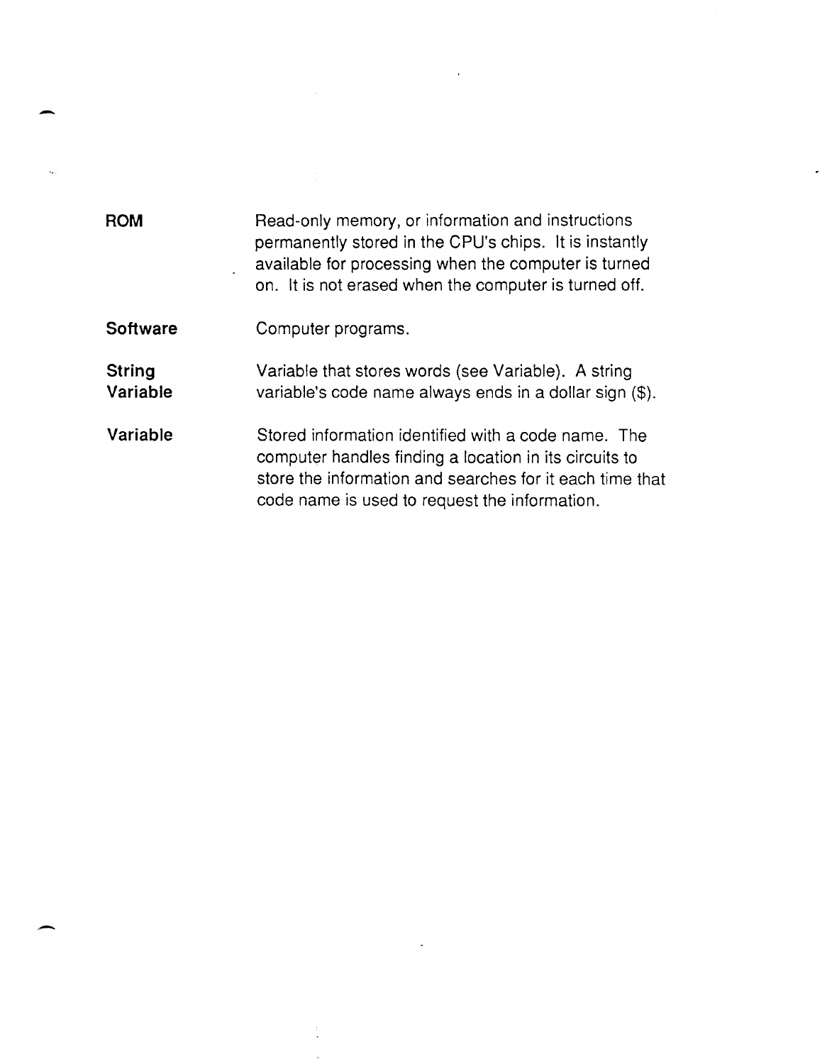**ROM** Read-only memory, or information and instructions permanently stored in the CPU's chips. It is instantly available for processing when the computer is turned on. It is not erased when the computer is turned off.

**Software** Computer programs.

**String Variable** Variable that stores words (see Variable). A string variable's code name always ends in a dollar sign ($).

**Variable** Stored information identified with a code name. The computer handles finding a location in its circuits to store the information and searches for it each time that code name is used to request the information.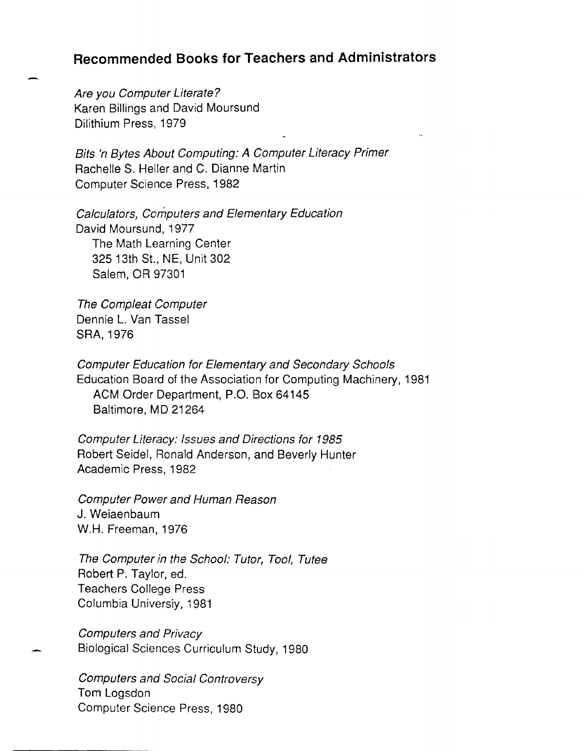## Recommended Books for Teachers and Administrators

*Are you Computer Literate?*
Karen Billings and David Moursund
Dilithium Press, 1979

*Bits 'n Bytes About Computing: A Computer Literacy Primer*
Rachelle S. Heller and C. Dianne Martin
Computer Science Press, 1982

*Calculators, Computers and Elementary Education*
David Moursund, 1977
The Math Learning Center
325 13th St., NE, Unit 302
Salem, OR 97301

*The Compleat Computer*
Dennie L. Van Tassel
SRA, 1976

*Computer Education for Elementary and Secondary Schools*
Education Board of the Association for Computing Machinery, 1981
ACM Order Department, P.O. Box 64145
Baltimore, MD 21264

*Computer Literacy: Issues and Directions for 1985*
Robert Seidel, Ronald Anderson, and Beverly Hunter
Academic Press, 1982

*Computer Power and Human Reason*
J. Weiaenbaum
W.H. Freeman, 1976

*The Computer in the School: Tutor, Tool, Tutee*
Robert P. Taylor, ed.
Teachers College Press
Columbia Universiy, 1981

*Computers and Privacy*
Biological Sciences Curriculum Study, 1980

*Computers and Social Controversy*
Tom Logsdon
Computer Science Press, 1980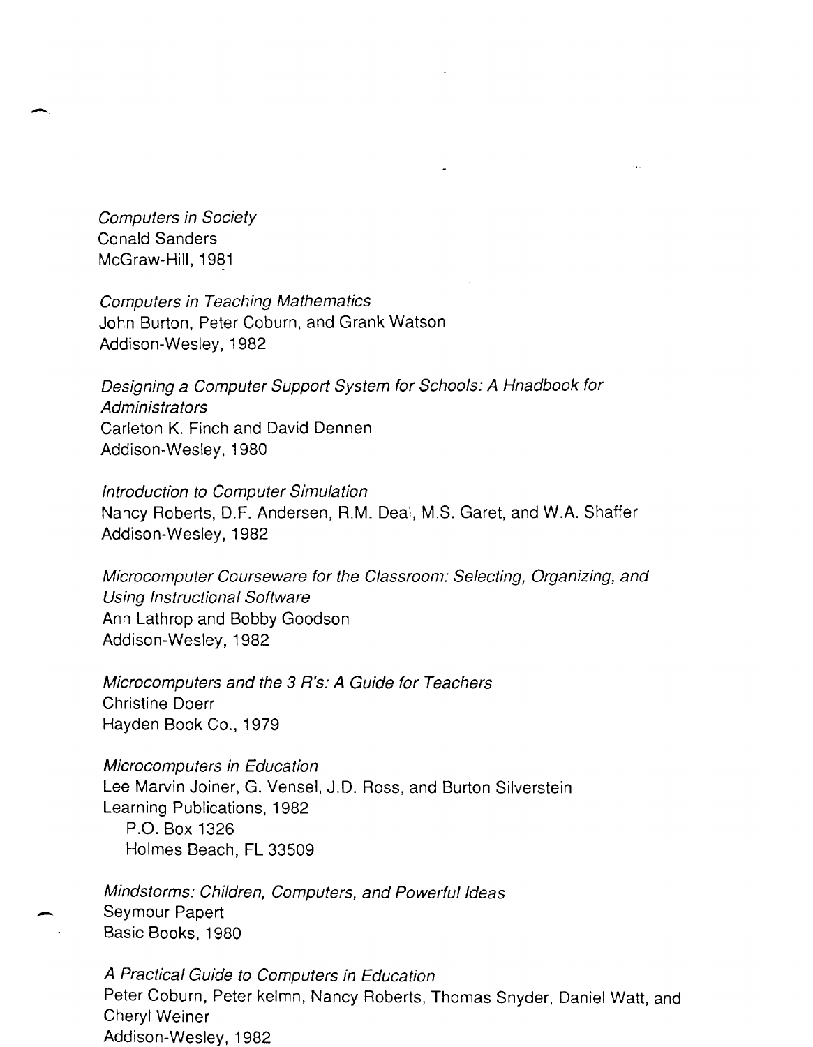*Computers in Society*
Conald Sanders
McGraw-Hill, 1981

*Computers in Teaching Mathematics*
John Burton, Peter Coburn, and Grank Watson
Addison-Wesley, 1982

*Designing a Computer Support System for Schools: A Hnadbook for Administrators*
Carleton K. Finch and David Dennen
Addison-Wesley, 1980

*Introduction to Computer Simulation*
Nancy Roberts, D.F. Andersen, R.M. Deal, M.S. Garet, and W.A. Shaffer
Addison-Wesley, 1982

*Microcomputer Courseware for the Classroom: Selecting, Organizing, and Using Instructional Software*
Ann Lathrop and Bobby Goodson
Addison-Wesley, 1982

*Microcomputers and the 3 R's: A Guide for Teachers*
Christine Doerr
Hayden Book Co., 1979

*Microcomputers in Education*
Lee Marvin Joiner, G. Vensel, J.D. Ross, and Burton Silverstein
Learning Publications, 1982
  P.O. Box 1326
  Holmes Beach, FL 33509

*Mindstorms: Children, Computers, and Powerful Ideas*
Seymour Papert
Basic Books, 1980

*A Practical Guide to Computers in Education*
Peter Coburn, Peter kelmn, Nancy Roberts, Thomas Snyder, Daniel Watt, and Cheryl Weiner
Addison-Wesley, 1982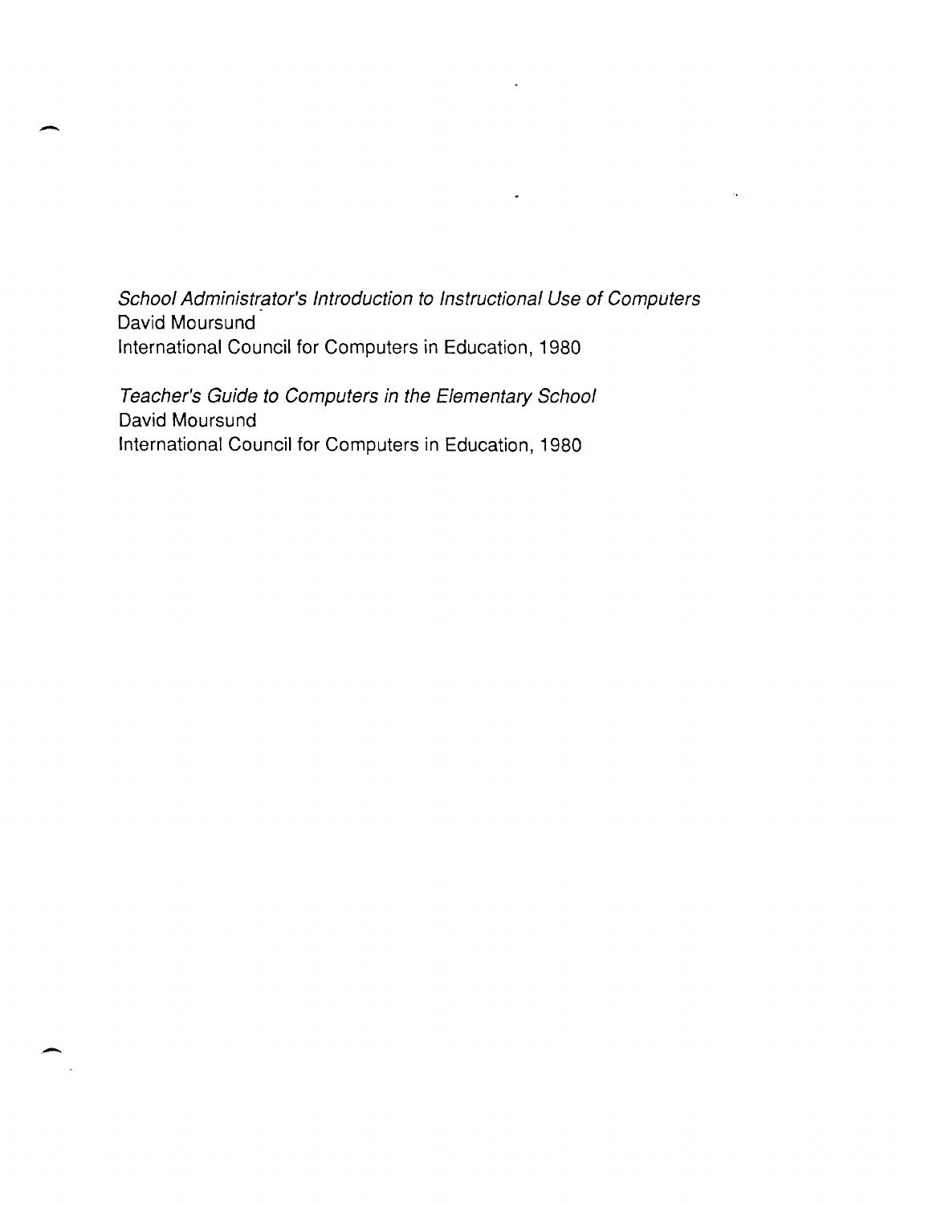*School Administrator's Introduction to Instructional Use of Computers*
David Moursund
International Council for Computers in Education, 1980

*Teacher's Guide to Computers in the Elementary School*
David Moursund
International Council for Computers in Education, 1980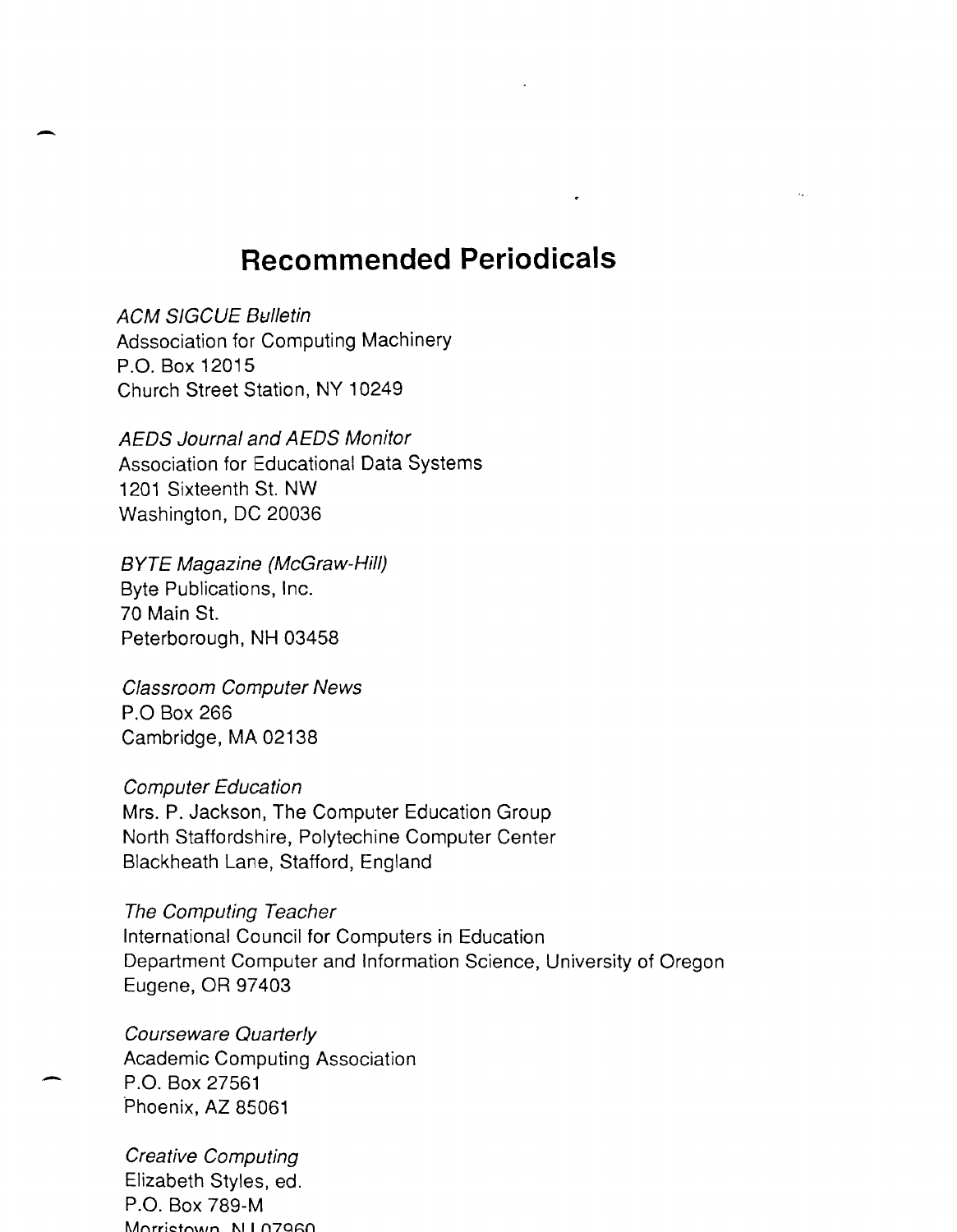# Recommended Periodicals

*ACM SIGCUE Bulletin*
Adssociation for Computing Machinery
P.O. Box 12015
Church Street Station, NY 10249

*AEDS Journal and AEDS Monitor*
Association for Educational Data Systems
1201 Sixteenth St. NW
Washington, DC 20036

*BYTE Magazine (McGraw-Hill)*
Byte Publications, Inc.
70 Main St.
Peterborough, NH 03458

*Classroom Computer News*
P.O Box 266
Cambridge, MA 02138

*Computer Education*
Mrs. P. Jackson, The Computer Education Group
North Staffordshire, Polytechine Computer Center
Blackheath Lane, Stafford, England

*The Computing Teacher*
International Council for Computers in Education
Department Computer and Information Science, University of Oregon
Eugene, OR 97403

*Courseware Quarterly*
Academic Computing Association
P.O. Box 27561
Phoenix, AZ 85061

*Creative Computing*
Elizabeth Styles, ed.
P.O. Box 789-M
Morristown, NJ 07960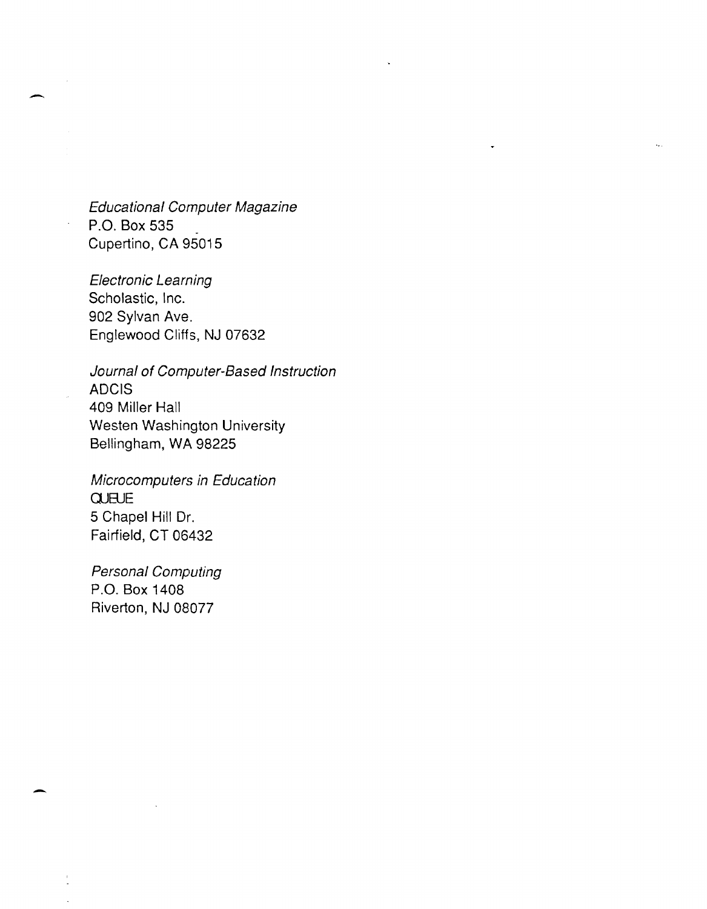*Educational Computer Magazine*
P.O. Box 535
Cupertino, CA 95015

*Electronic Learning*
Scholastic, Inc.
902 Sylvan Ave.
Englewood Cliffs, NJ 07632

*Journal of Computer-Based Instruction*
ADCIS
409 Miller Hall
Westen Washington University
Bellingham, WA 98225

*Microcomputers in Education*
QUEUE
5 Chapel Hill Dr.
Fairfield, CT 06432

*Personal Computing*
P.O. Box 1408
Riverton, NJ 08077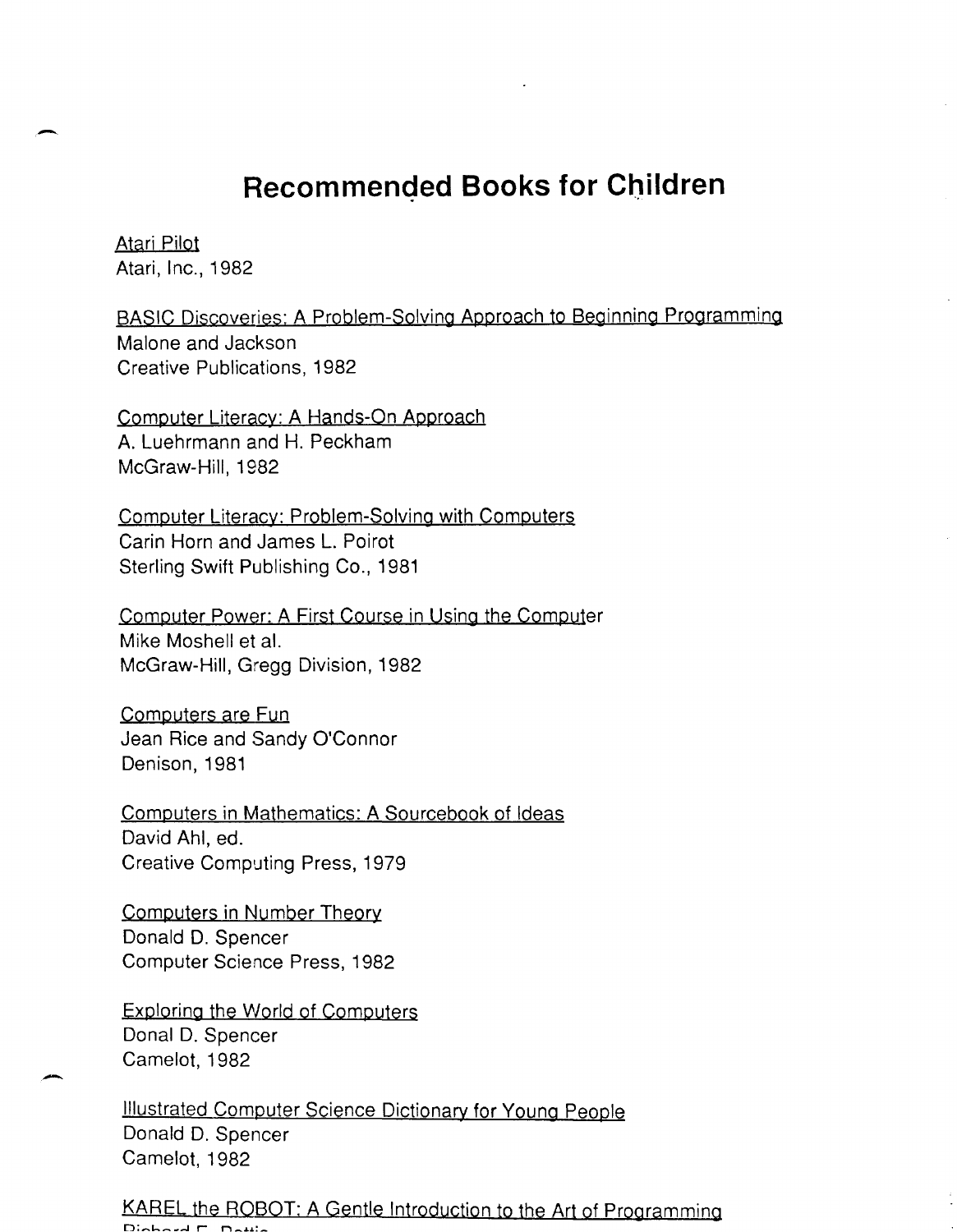# Recommended Books for Children

Atari Pilot
Atari, Inc., 1982

BASIC Discoveries: A Problem-Solving Approach to Beginning Programming
Malone and Jackson
Creative Publications, 1982

Computer Literacy: A Hands-On Approach
A. Luehrmann and H. Peckham
McGraw-Hill, 1982

Computer Literacy: Problem-Solving with Computers
Carin Horn and James L. Poirot
Sterling Swift Publishing Co., 1981

Computer Power: A First Course in Using the Computer
Mike Moshell et al.
McGraw-Hill, Gregg Division, 1982

Computers are Fun
Jean Rice and Sandy O'Connor
Denison, 1981

Computers in Mathematics: A Sourcebook of Ideas
David Ahl, ed.
Creative Computing Press, 1979

Computers in Number Theory
Donald D. Spencer
Computer Science Press, 1982

Exploring the World of Computers
Donal D. Spencer
Camelot, 1982

Illustrated Computer Science Dictionary for Young People
Donald D. Spencer
Camelot, 1982

KAREL the ROBOT: A Gentle Introduction to the Art of Programming
Richard E. Pattis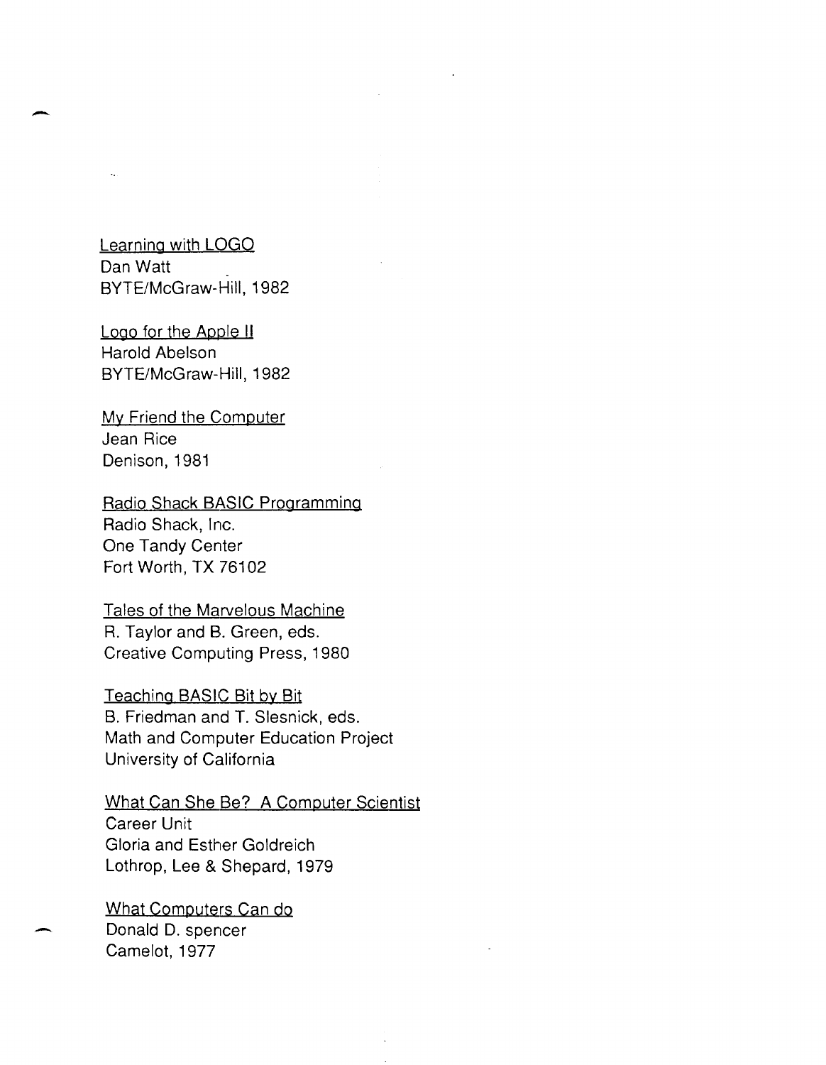Learning with LOGO  
Dan Watt  
BYTE/McGraw-Hill, 1982

Logo for the Apple II  
Harold Abelson  
BYTE/McGraw-Hill, 1982

My Friend the Computer  
Jean Rice  
Denison, 1981

Radio Shack BASIC Programming  
Radio Shack, Inc.  
One Tandy Center  
Fort Worth, TX 76102

Tales of the Marvelous Machine  
R. Taylor and B. Green, eds.  
Creative Computing Press, 1980

Teaching BASIC Bit by Bit  
B. Friedman and T. Slesnick, eds.  
Math and Computer Education Project  
University of California

What Can She Be? A Computer Scientist  
Career Unit  
Gloria and Esther Goldreich  
Lothrop, Lee & Shepard, 1979

What Computers Can do  
Donald D. spencer  
Camelot, 1977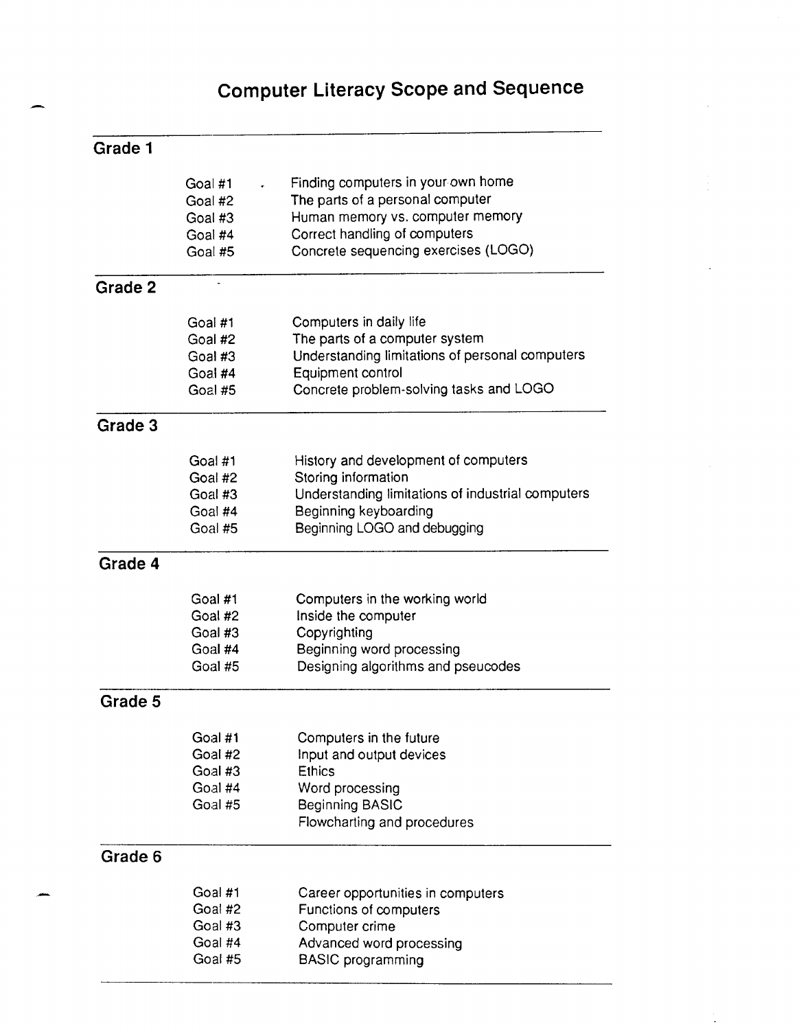# Computer Literacy Scope and Sequence

## Grade 1

| | |
|---|---|
| Goal #1 | Finding computers in your own home |
| Goal #2 | The parts of a personal computer |
| Goal #3 | Human memory vs. computer memory |
| Goal #4 | Correct handling of computers |
| Goal #5 | Concrete sequencing exercises (LOGO) |

## Grade 2

| | |
|---|---|
| Goal #1 | Computers in daily life |
| Goal #2 | The parts of a computer system |
| Goal #3 | Understanding limitations of personal computers |
| Goal #4 | Equipment control |
| Goal #5 | Concrete problem-solving tasks and LOGO |

## Grade 3

| | |
|---|---|
| Goal #1 | History and development of computers |
| Goal #2 | Storing information |
| Goal #3 | Understanding limitations of industrial computers |
| Goal #4 | Beginning keyboarding |
| Goal #5 | Beginning LOGO and debugging |

## Grade 4

| | |
|---|---|
| Goal #1 | Computers in the working world |
| Goal #2 | Inside the computer |
| Goal #3 | Copyrighting |
| Goal #4 | Beginning word processing |
| Goal #5 | Designing algorithms and pseucodes |

## Grade 5

| | |
|---|---|
| Goal #1 | Computers in the future |
| Goal #2 | Input and output devices |
| Goal #3 | Ethics |
| Goal #4 | Word processing |
| Goal #5 | Beginning BASIC<br>Flowcharting and procedures |

## Grade 6

| | |
|---|---|
| Goal #1 | Career opportunities in computers |
| Goal #2 | Functions of computers |
| Goal #3 | Computer crime |
| Goal #4 | Advanced word processing |
| Goal #5 | BASIC programming |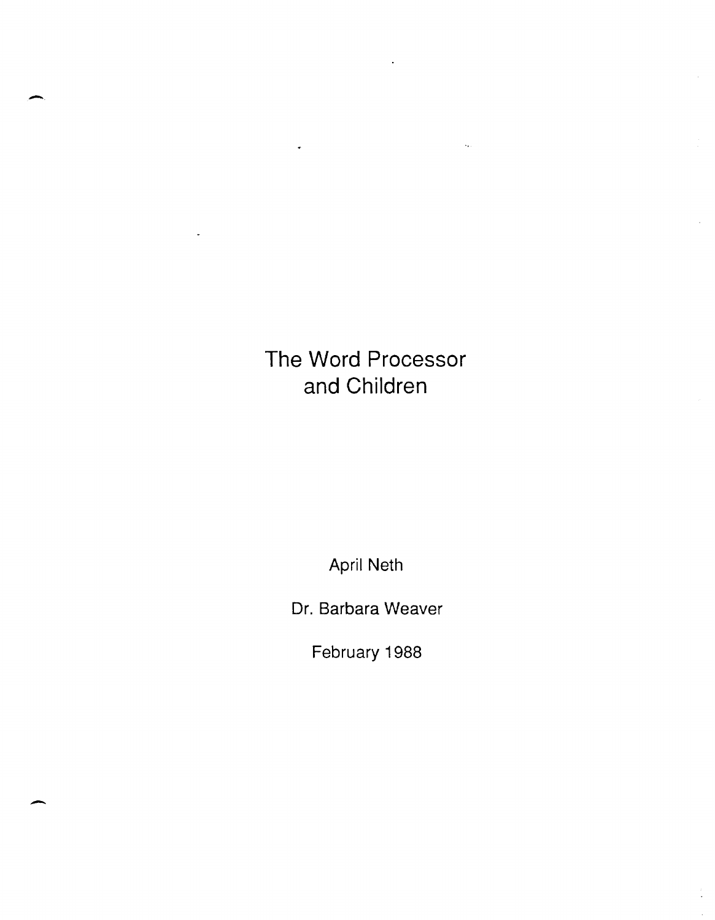# The Word Processor and Children

April Neth

Dr. Barbara Weaver

February 1988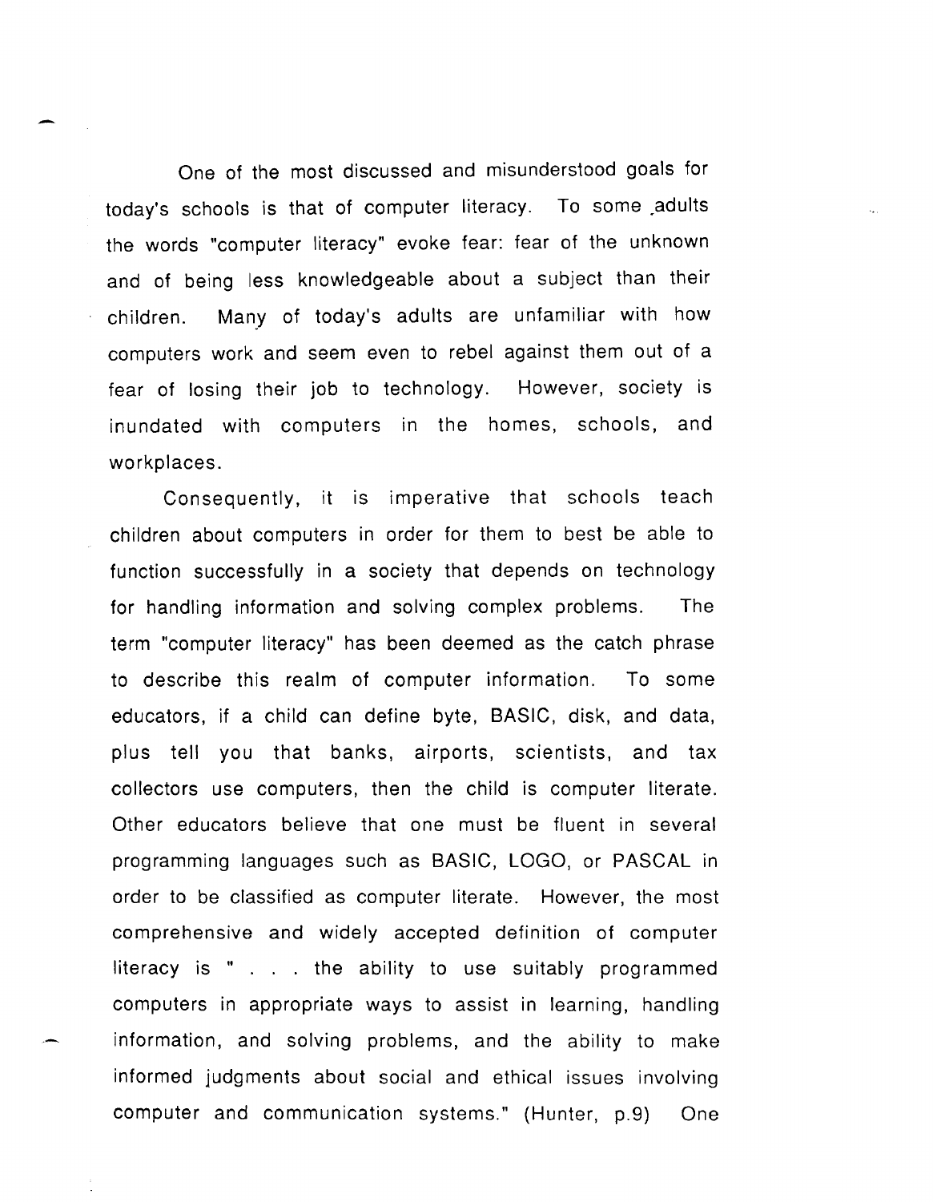One of the most discussed and misunderstood goals for today's schools is that of computer literacy. To some adults the words "computer literacy" evoke fear: fear of the unknown and of being less knowledgeable about a subject than their children. Many of today's adults are unfamiliar with how computers work and seem even to rebel against them out of a fear of losing their job to technology. However, society is inundated with computers in the homes, schools, and workplaces.

Consequently, it is imperative that schools teach children about computers in order for them to best be able to function successfully in a society that depends on technology for handling information and solving complex problems. The term "computer literacy" has been deemed as the catch phrase to describe this realm of computer information. To some educators, if a child can define byte, BASIC, disk, and data, plus tell you that banks, airports, scientists, and tax collectors use computers, then the child is computer literate. Other educators believe that one must be fluent in several programming languages such as BASIC, LOGO, or PASCAL in order to be classified as computer literate. However, the most comprehensive and widely accepted definition of computer literacy is " . . . the ability to use suitably programmed computers in appropriate ways to assist in learning, handling information, and solving problems, and the ability to make informed judgments about social and ethical issues involving computer and communication systems." (Hunter, p.9) One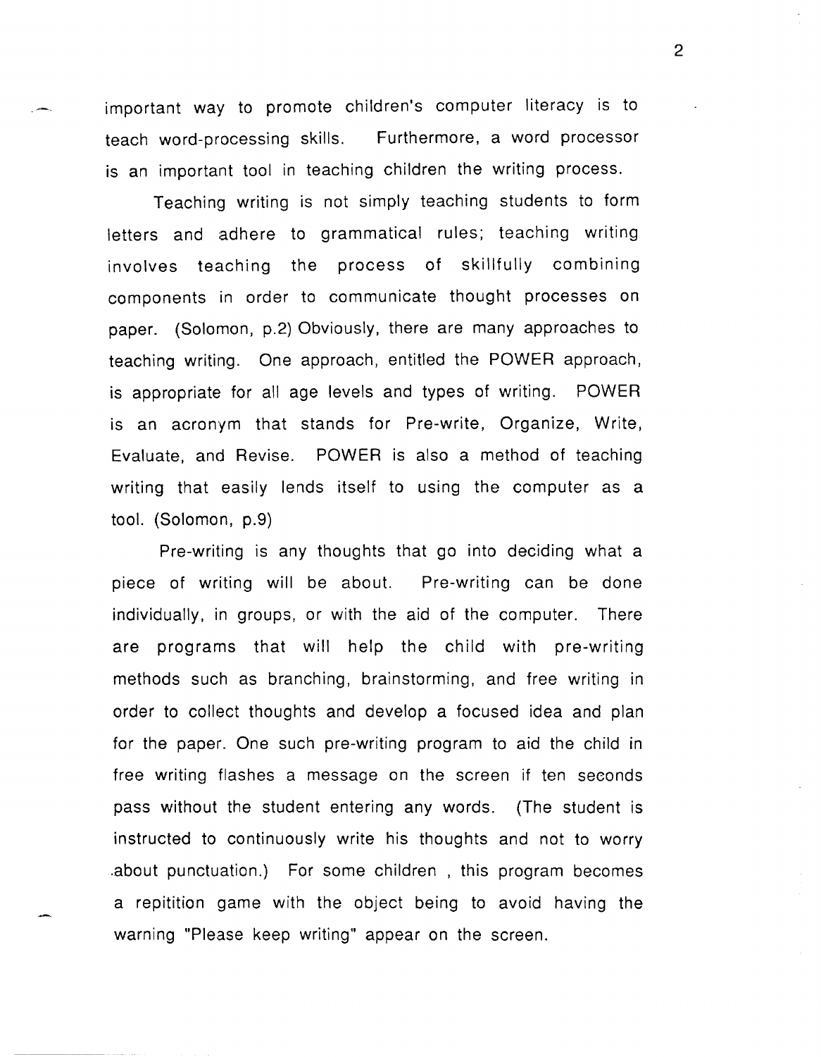important way to promote children's computer literacy is to teach word-processing skills. Furthermore, a word processor is an important tool in teaching children the writing process.

Teaching writing is not simply teaching students to form letters and adhere to grammatical rules; teaching writing involves teaching the process of skillfully combining components in order to communicate thought processes on paper. (Solomon, p.2) Obviously, there are many approaches to teaching writing. One approach, entitled the POWER approach, is appropriate for all age levels and types of writing. POWER is an acronym that stands for Pre-write, Organize, Write, Evaluate, and Revise. POWER is also a method of teaching writing that easily lends itself to using the computer as a tool. (Solomon, p.9)

Pre-writing is any thoughts that go into deciding what a piece of writing will be about. Pre-writing can be done individually, in groups, or with the aid of the computer. There are programs that will help the child with pre-writing methods such as branching, brainstorming, and free writing in order to collect thoughts and develop a focused idea and plan for the paper. One such pre-writing program to aid the child in free writing flashes a message on the screen if ten seconds pass without the student entering any words. (The student is instructed to continuously write his thoughts and not to worry about punctuation.) For some children , this program becomes a repitition game with the object being to avoid having the warning "Please keep writing" appear on the screen.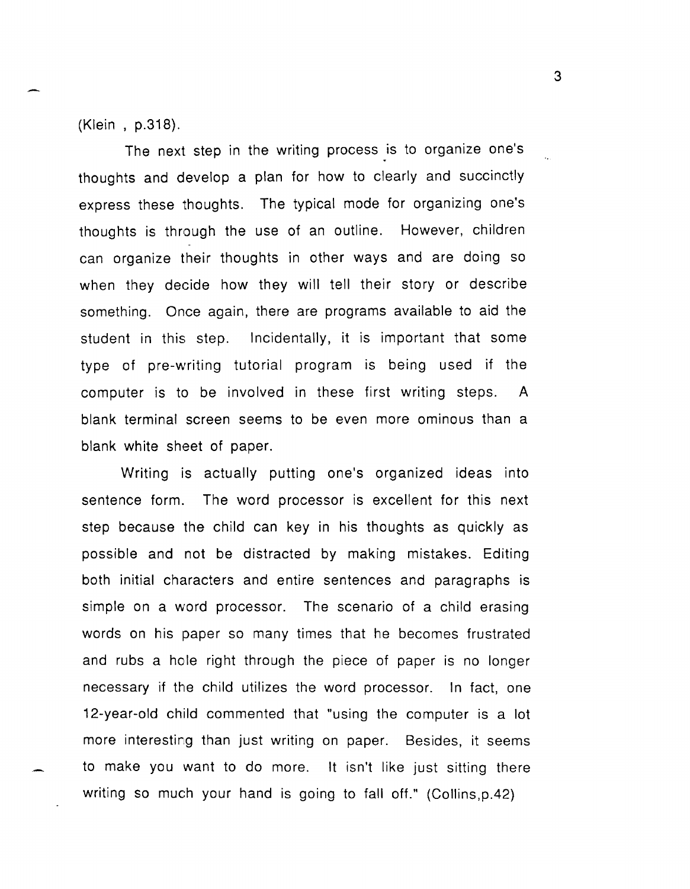(Klein , p.318).

The next step in the writing process is to organize one's thoughts and develop a plan for how to clearly and succinctly express these thoughts. The typical mode for organizing one's thoughts is through the use of an outline. However, children can organize their thoughts in other ways and are doing so when they decide how they will tell their story or describe something. Once again, there are programs available to aid the student in this step. Incidentally, it is important that some type of pre-writing tutorial program is being used if the computer is to be involved in these first writing steps. A blank terminal screen seems to be even more ominous than a blank white sheet of paper.

Writing is actually putting one's organized ideas into sentence form. The word processor is excellent for this next step because the child can key in his thoughts as quickly as possible and not be distracted by making mistakes. Editing both initial characters and entire sentences and paragraphs is simple on a word processor. The scenario of a child erasing words on his paper so many times that he becomes frustrated and rubs a hole right through the piece of paper is no longer necessary if the child utilizes the word processor. In fact, one 12-year-old child commented that "using the computer is a lot more interesting than just writing on paper. Besides, it seems to make you want to do more. It isn't like just sitting there writing so much your hand is going to fall off." (Collins,p.42)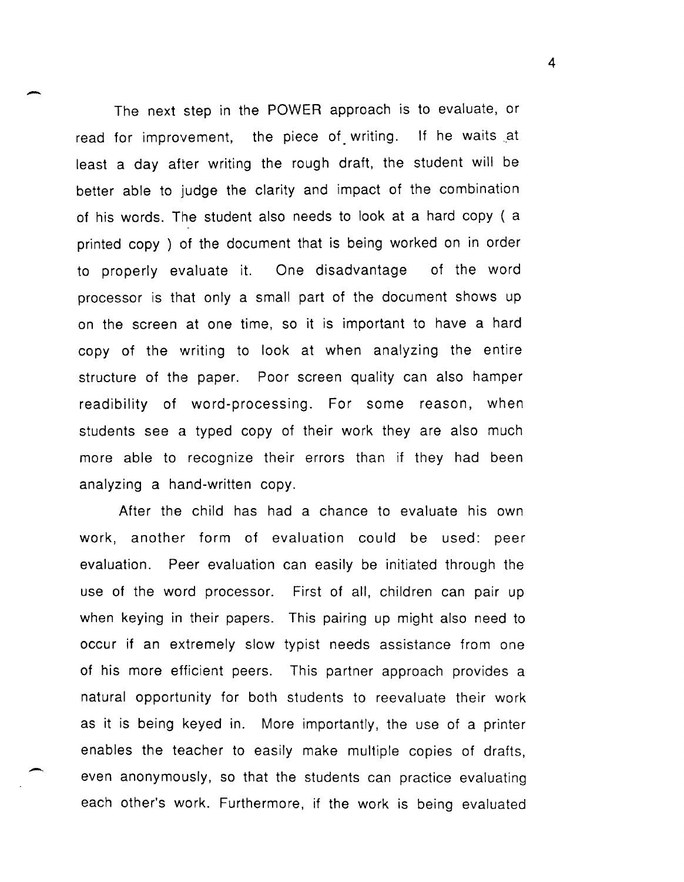The next step in the POWER approach is to evaluate, or read for improvement, the piece of writing. If he waits at least a day after writing the rough draft, the student will be better able to judge the clarity and impact of the combination of his words. The student also needs to look at a hard copy ( a printed copy ) of the document that is being worked on in order to properly evaluate it. One disadvantage of the word processor is that only a small part of the document shows up on the screen at one time, so it is important to have a hard copy of the writing to look at when analyzing the entire structure of the paper. Poor screen quality can also hamper readibility of word-processing. For some reason, when students see a typed copy of their work they are also much more able to recognize their errors than if they had been analyzing a hand-written copy.

After the child has had a chance to evaluate his own work, another form of evaluation could be used: peer evaluation. Peer evaluation can easily be initiated through the use of the word processor. First of all, children can pair up when keying in their papers. This pairing up might also need to occur if an extremely slow typist needs assistance from one of his more efficient peers. This partner approach provides a natural opportunity for both students to reevaluate their work as it is being keyed in. More importantly, the use of a printer enables the teacher to easily make multiple copies of drafts, even anonymously, so that the students can practice evaluating each other's work. Furthermore, if the work is being evaluated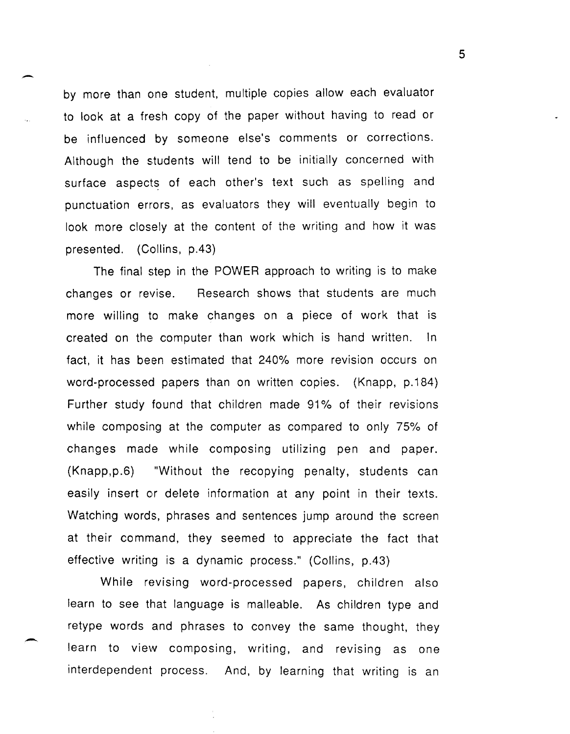by more than one student, multiple copies allow each evaluator to look at a fresh copy of the paper without having to read or be influenced by someone else's comments or corrections. Although the students will tend to be initially concerned with surface aspects of each other's text such as spelling and punctuation errors, as evaluators they will eventually begin to look more closely at the content of the writing and how it was presented. (Collins, p.43)

The final step in the POWER approach to writing is to make changes or revise. Research shows that students are much more willing to make changes on a piece of work that is created on the computer than work which is hand written. In fact, it has been estimated that 240% more revision occurs on word-processed papers than on written copies. (Knapp, p.184) Further study found that children made 91% of their revisions while composing at the computer as compared to only 75% of changes made while composing utilizing pen and paper. (Knapp,p.6) "Without the recopying penalty, students can easily insert or delete information at any point in their texts. Watching words, phrases and sentences jump around the screen at their command, they seemed to appreciate the fact that effective writing is a dynamic process." (Collins, p.43)

While revising word-processed papers, children also learn to see that language is malleable. As children type and retype words and phrases to convey the same thought, they learn to view composing, writing, and revising as one interdependent process. And, by learning that writing is an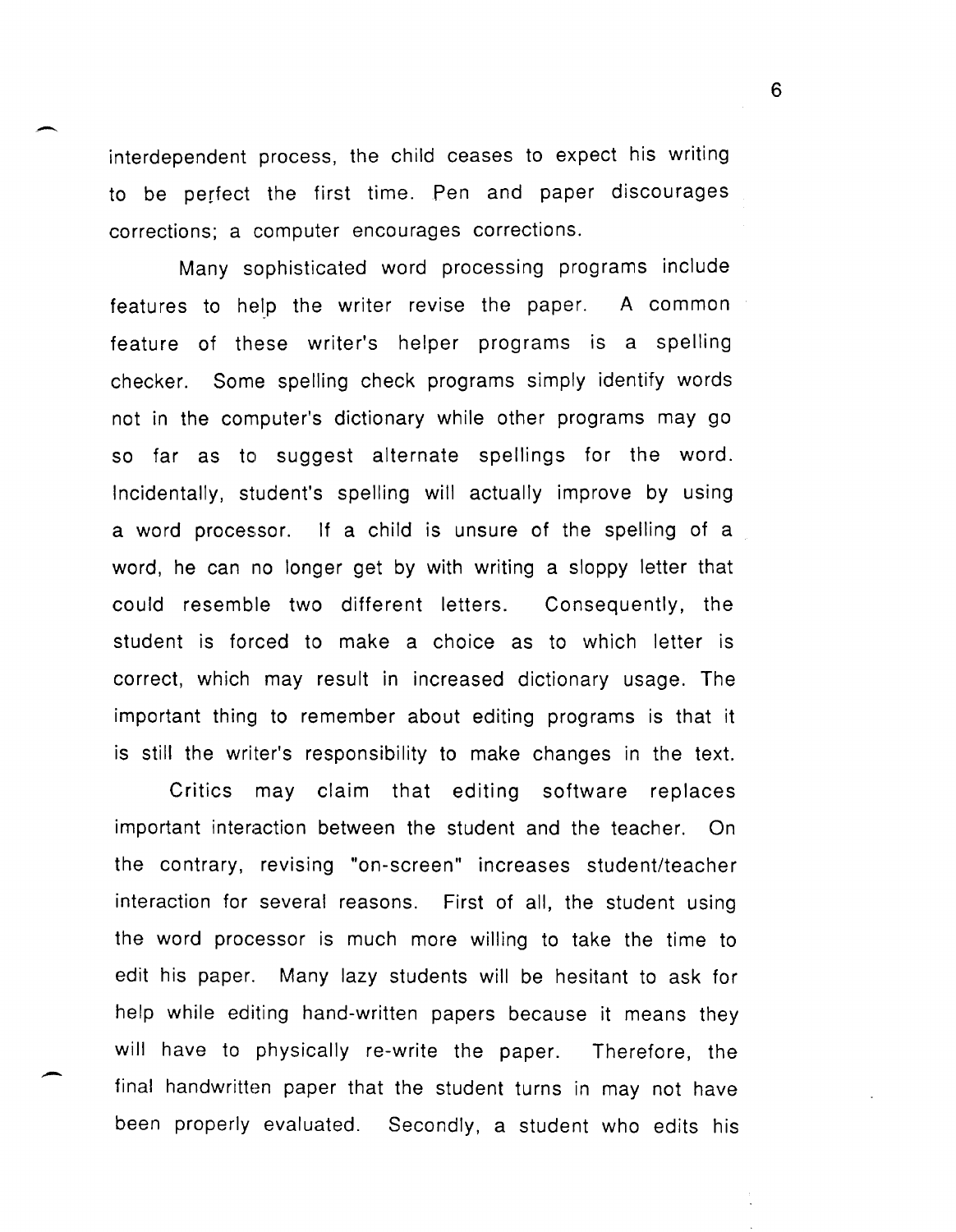interdependent process, the child ceases to expect his writing to be perfect the first time. Pen and paper discourages corrections; a computer encourages corrections.

Many sophisticated word processing programs include features to help the writer revise the paper. A common feature of these writer's helper programs is a spelling checker. Some spelling check programs simply identify words not in the computer's dictionary while other programs may go so far as to suggest alternate spellings for the word. Incidentally, student's spelling will actually improve by using a word processor. If a child is unsure of the spelling of a word, he can no longer get by with writing a sloppy letter that could resemble two different letters. Consequently, the student is forced to make a choice as to which letter is correct, which may result in increased dictionary usage. The important thing to remember about editing programs is that it is still the writer's responsibility to make changes in the text.

Critics may claim that editing software replaces important interaction between the student and the teacher. On the contrary, revising "on-screen" increases student/teacher interaction for several reasons. First of all, the student using the word processor is much more willing to take the time to edit his paper. Many lazy students will be hesitant to ask for help while editing hand-written papers because it means they will have to physically re-write the paper. Therefore, the final handwritten paper that the student turns in may not have been properly evaluated. Secondly, a student who edits his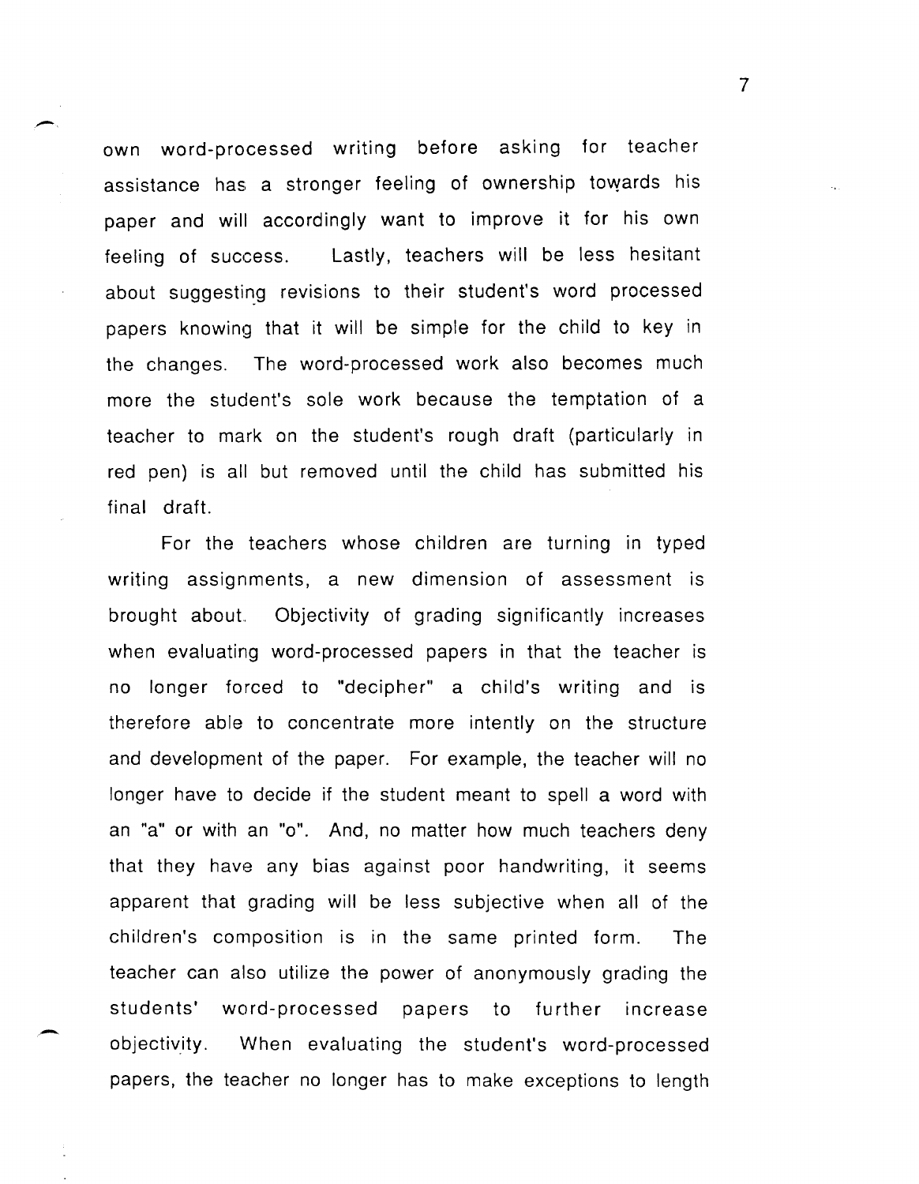own word-processed writing before asking for teacher assistance has a stronger feeling of ownership towards his paper and will accordingly want to improve it for his own feeling of success. Lastly, teachers will be less hesitant about suggesting revisions to their student's word processed papers knowing that it will be simple for the child to key in the changes. The word-processed work also becomes much more the student's sole work because the temptation of a teacher to mark on the student's rough draft (particularly in red pen) is all but removed until the child has submitted his final draft.

For the teachers whose children are turning in typed writing assignments, a new dimension of assessment is brought about. Objectivity of grading significantly increases when evaluating word-processed papers in that the teacher is no longer forced to "decipher" a child's writing and is therefore able to concentrate more intently on the structure and development of the paper. For example, the teacher will no longer have to decide if the student meant to spell a word with an "a" or with an "o". And, no matter how much teachers deny that they have any bias against poor handwriting, it seems apparent that grading will be less subjective when all of the children's composition is in the same printed form. The teacher can also utilize the power of anonymously grading the students' word-processed papers to further increase objectivity. When evaluating the student's word-processed papers, the teacher no longer has to make exceptions to length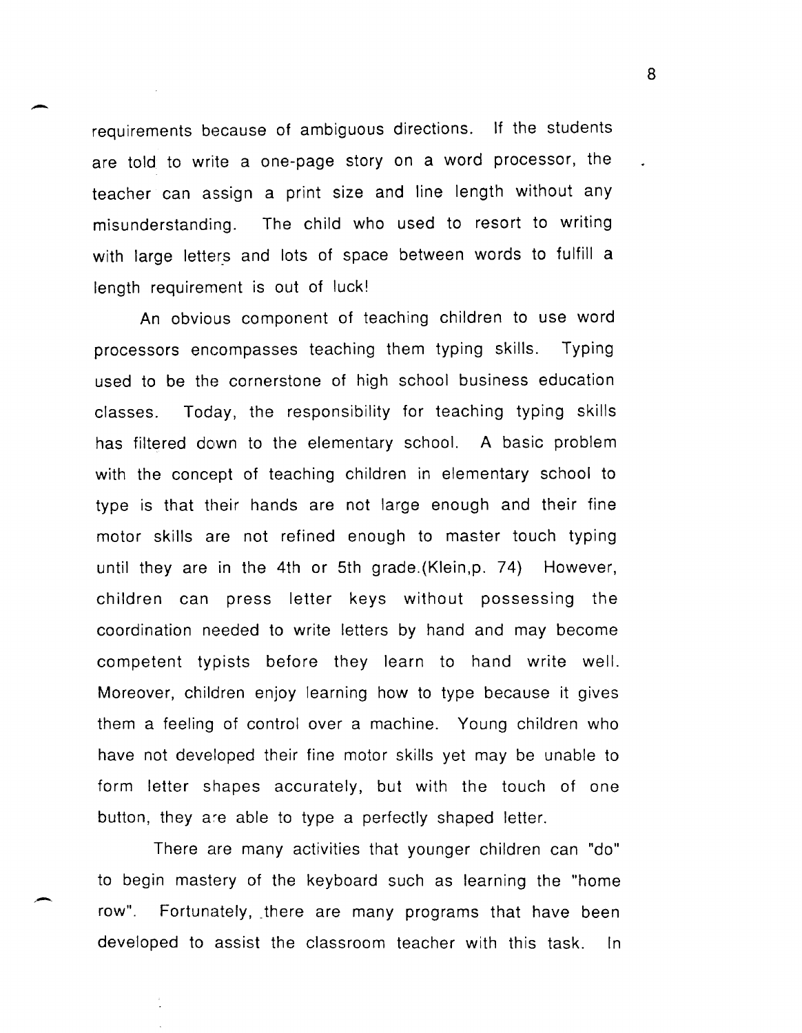requirements because of ambiguous directions. If the students are told to write a one-page story on a word processor, the teacher can assign a print size and line length without any misunderstanding. The child who used to resort to writing with large letters and lots of space between words to fulfill a length requirement is out of luck!

An obvious component of teaching children to use word processors encompasses teaching them typing skills. Typing used to be the cornerstone of high school business education classes. Today, the responsibility for teaching typing skills has filtered down to the elementary school. A basic problem with the concept of teaching children in elementary school to type is that their hands are not large enough and their fine motor skills are not refined enough to master touch typing until they are in the 4th or 5th grade.(Klein,p. 74) However, children can press letter keys without possessing the coordination needed to write letters by hand and may become competent typists before they learn to hand write well. Moreover, children enjoy learning how to type because it gives them a feeling of control over a machine. Young children who have not developed their fine motor skills yet may be unable to form letter shapes accurately, but with the touch of one button, they are able to type a perfectly shaped letter.

There are many activities that younger children can "do" to begin mastery of the keyboard such as learning the "home row". Fortunately, there are many programs that have been developed to assist the classroom teacher with this task. In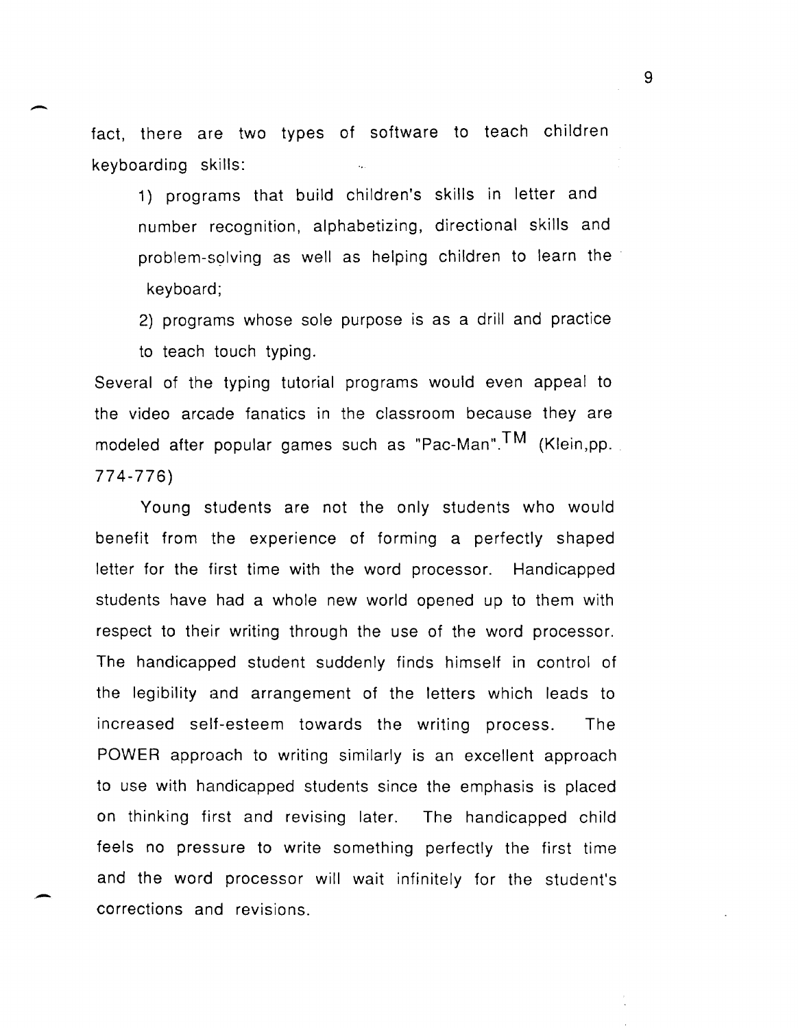fact, there are two types of software to teach children keyboarding skills:

1) programs that build children's skills in letter and number recognition, alphabetizing, directional skills and problem-solving as well as helping children to learn the keyboard;

2) programs whose sole purpose is as a drill and practice to teach touch typing.

Several of the typing tutorial programs would even appeal to the video arcade fanatics in the classroom because they are modeled after popular games such as "Pac-Man".™ (Klein,pp. 774-776)

Young students are not the only students who would benefit from the experience of forming a perfectly shaped letter for the first time with the word processor. Handicapped students have had a whole new world opened up to them with respect to their writing through the use of the word processor. The handicapped student suddenly finds himself in control of the legibility and arrangement of the letters which leads to increased self-esteem towards the writing process. The POWER approach to writing similarly is an excellent approach to use with handicapped students since the emphasis is placed on thinking first and revising later. The handicapped child feels no pressure to write something perfectly the first time and the word processor will wait infinitely for the student's corrections and revisions.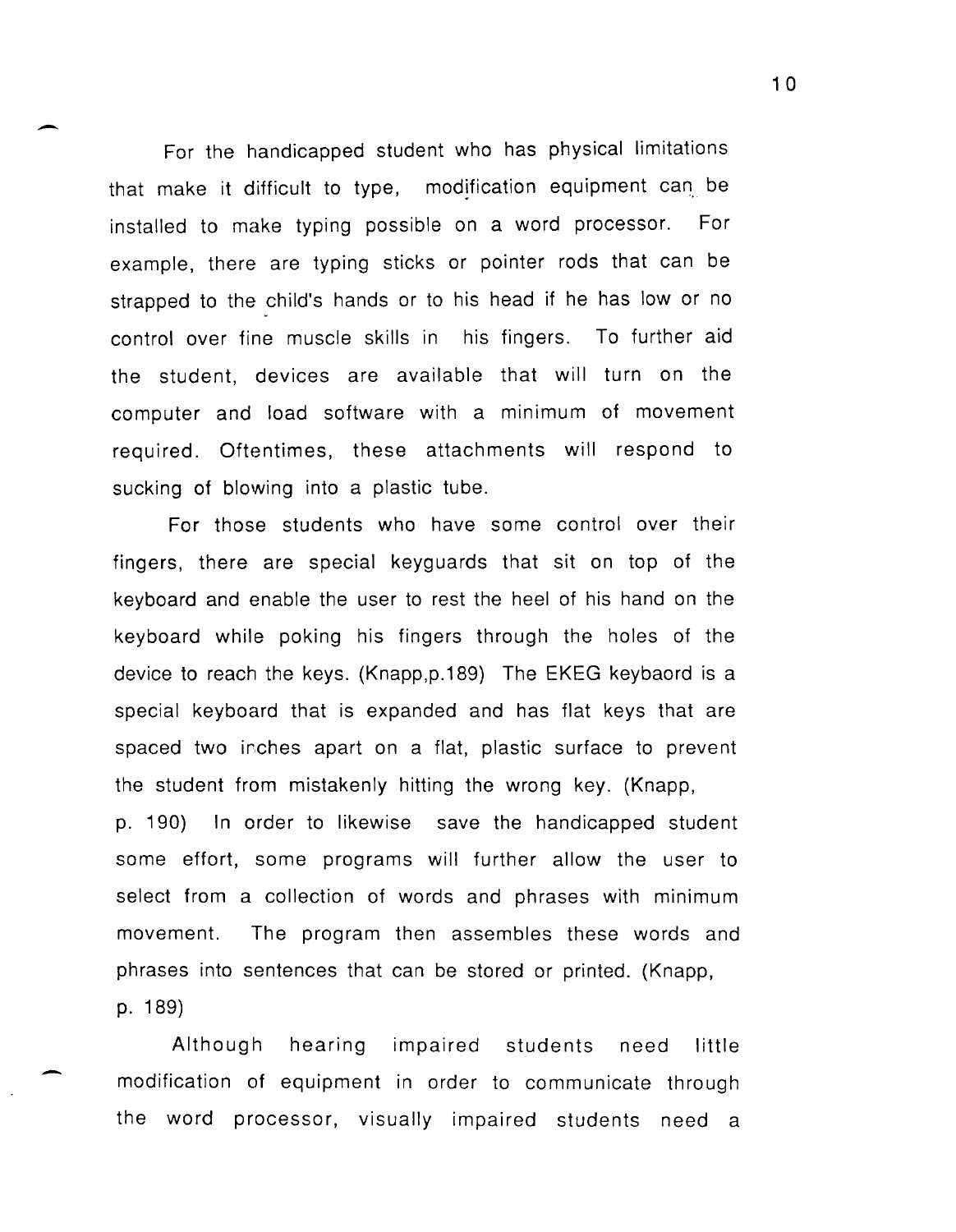For the handicapped student who has physical limitations that make it difficult to type, modification equipment can be installed to make typing possible on a word processor. For example, there are typing sticks or pointer rods that can be strapped to the child's hands or to his head if he has low or no control over fine muscle skills in his fingers. To further aid the student, devices are available that will turn on the computer and load software with a minimum of movement required. Oftentimes, these attachments will respond to sucking of blowing into a plastic tube.

For those students who have some control over their fingers, there are special keyguards that sit on top of the keyboard and enable the user to rest the heel of his hand on the keyboard while poking his fingers through the holes of the device to reach the keys. (Knapp,p.189) The EKEG keybaord is a special keyboard that is expanded and has flat keys that are spaced two inches apart on a flat, plastic surface to prevent the student from mistakenly hitting the wrong key. (Knapp, p. 190) In order to likewise save the handicapped student some effort, some programs will further allow the user to select from a collection of words and phrases with minimum movement. The program then assembles these words and phrases into sentences that can be stored or printed. (Knapp, p. 189)

Although hearing impaired students need little modification of equipment in order to communicate through the word processor, visually impaired students need a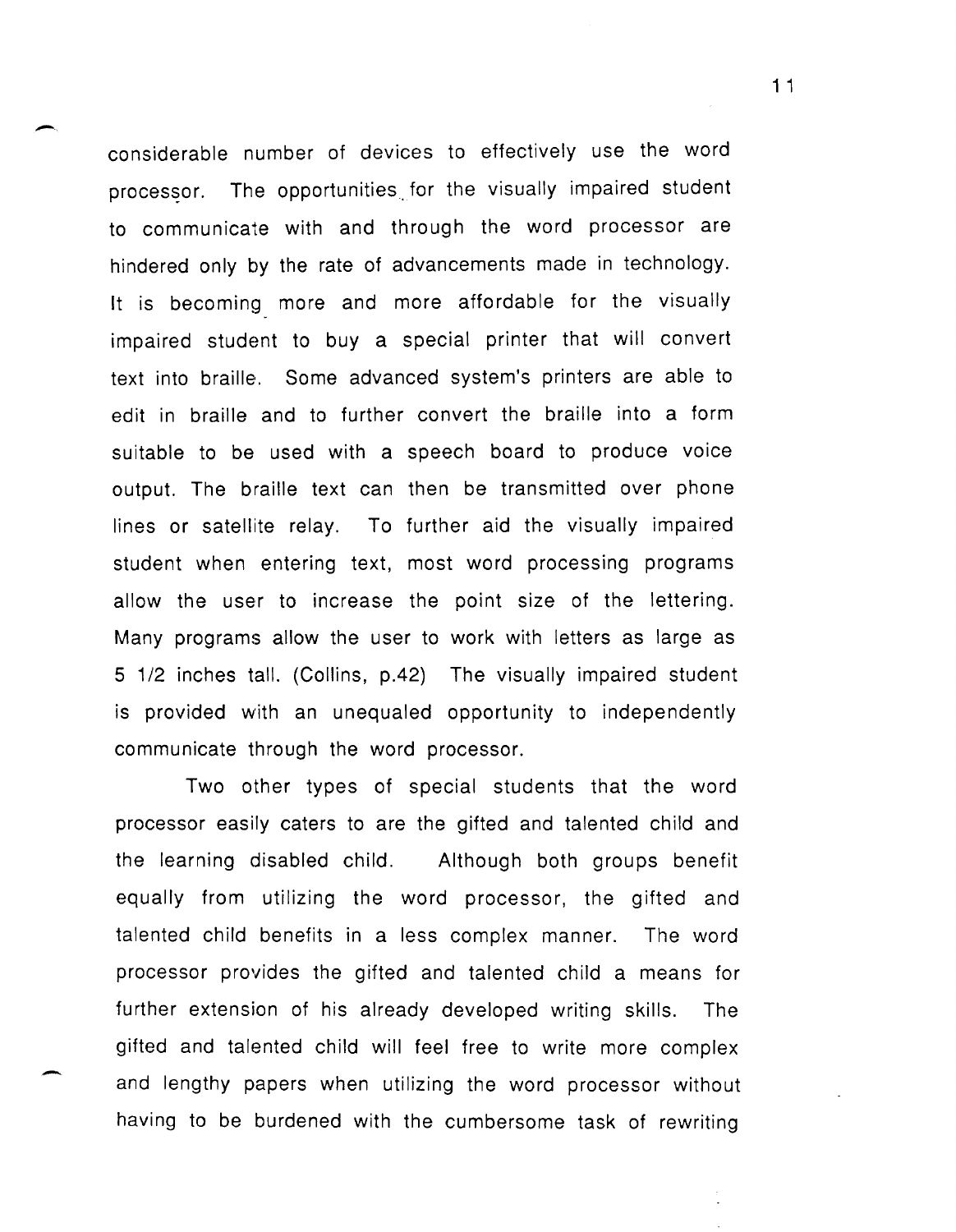considerable number of devices to effectively use the word processor. The opportunities for the visually impaired student to communicate with and through the word processor are hindered only by the rate of advancements made in technology. It is becoming more and more affordable for the visually impaired student to buy a special printer that will convert text into braille. Some advanced system's printers are able to edit in braille and to further convert the braille into a form suitable to be used with a speech board to produce voice output. The braille text can then be transmitted over phone lines or satellite relay. To further aid the visually impaired student when entering text, most word processing programs allow the user to increase the point size of the lettering. Many programs allow the user to work with letters as large as 5 1/2 inches tall. (Collins, p.42) The visually impaired student is provided with an unequaled opportunity to independently communicate through the word processor.

Two other types of special students that the word processor easily caters to are the gifted and talented child and the learning disabled child. Although both groups benefit equally from utilizing the word processor, the gifted and talented child benefits in a less complex manner. The word processor provides the gifted and talented child a means for further extension of his already developed writing skills. The gifted and talented child will feel free to write more complex and lengthy papers when utilizing the word processor without having to be burdened with the cumbersome task of rewriting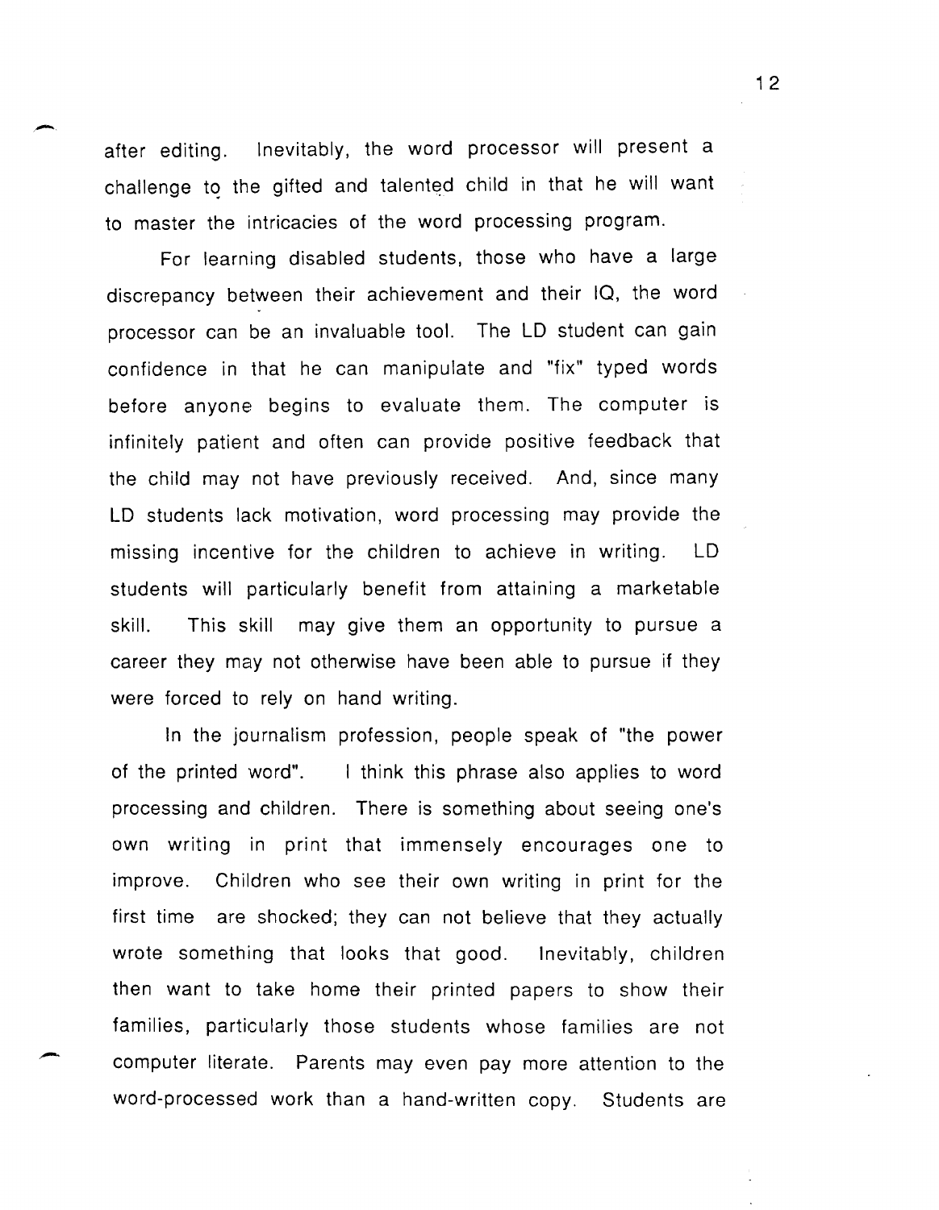after editing. Inevitably, the word processor will present a challenge to the gifted and talented child in that he will want to master the intricacies of the word processing program.

For learning disabled students, those who have a large discrepancy between their achievement and their IQ, the word processor can be an invaluable tool. The LD student can gain confidence in that he can manipulate and "fix" typed words before anyone begins to evaluate them. The computer is infinitely patient and often can provide positive feedback that the child may not have previously received. And, since many LD students lack motivation, word processing may provide the missing incentive for the children to achieve in writing. LD students will particularly benefit from attaining a marketable skill. This skill may give them an opportunity to pursue a career they may not otherwise have been able to pursue if they were forced to rely on hand writing.

In the journalism profession, people speak of "the power of the printed word". I think this phrase also applies to word processing and children. There is something about seeing one's own writing in print that immensely encourages one to improve. Children who see their own writing in print for the first time are shocked; they can not believe that they actually wrote something that looks that good. Inevitably, children then want to take home their printed papers to show their families, particularly those students whose families are not computer literate. Parents may even pay more attention to the word-processed work than a hand-written copy. Students are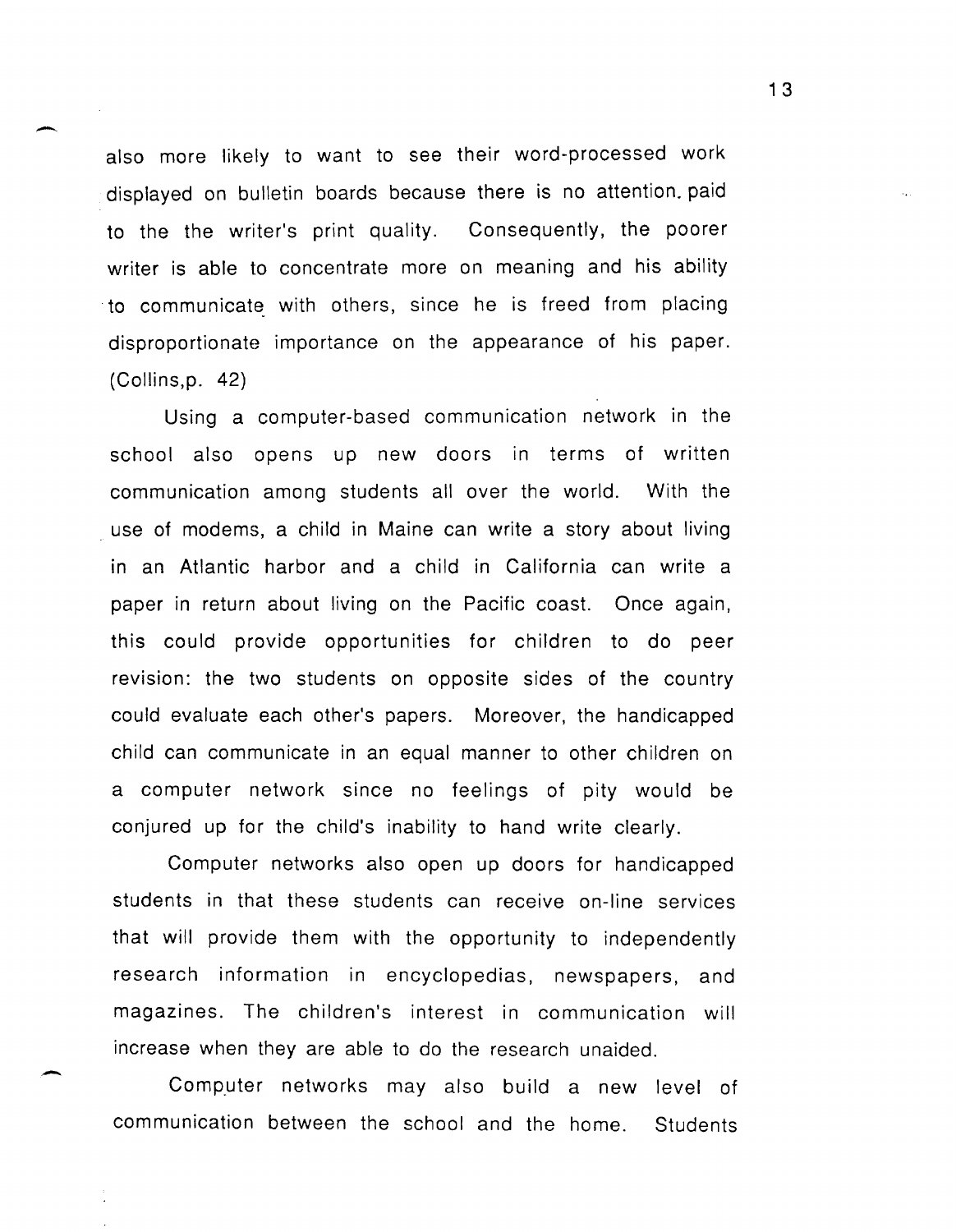also more likely to want to see their word-processed work displayed on bulletin boards because there is no attention paid to the the writer's print quality. Consequently, the poorer writer is able to concentrate more on meaning and his ability to communicate with others, since he is freed from placing disproportionate importance on the appearance of his paper. (Collins,p. 42)

Using a computer-based communication network in the school also opens up new doors in terms of written communication among students all over the world. With the use of modems, a child in Maine can write a story about living in an Atlantic harbor and a child in California can write a paper in return about living on the Pacific coast. Once again, this could provide opportunities for children to do peer revision: the two students on opposite sides of the country could evaluate each other's papers. Moreover, the handicapped child can communicate in an equal manner to other children on a computer network since no feelings of pity would be conjured up for the child's inability to hand write clearly.

Computer networks also open up doors for handicapped students in that these students can receive on-line services that will provide them with the opportunity to independently research information in encyclopedias, newspapers, and magazines. The children's interest in communication will increase when they are able to do the research unaided.

Computer networks may also build a new level of communication between the school and the home. Students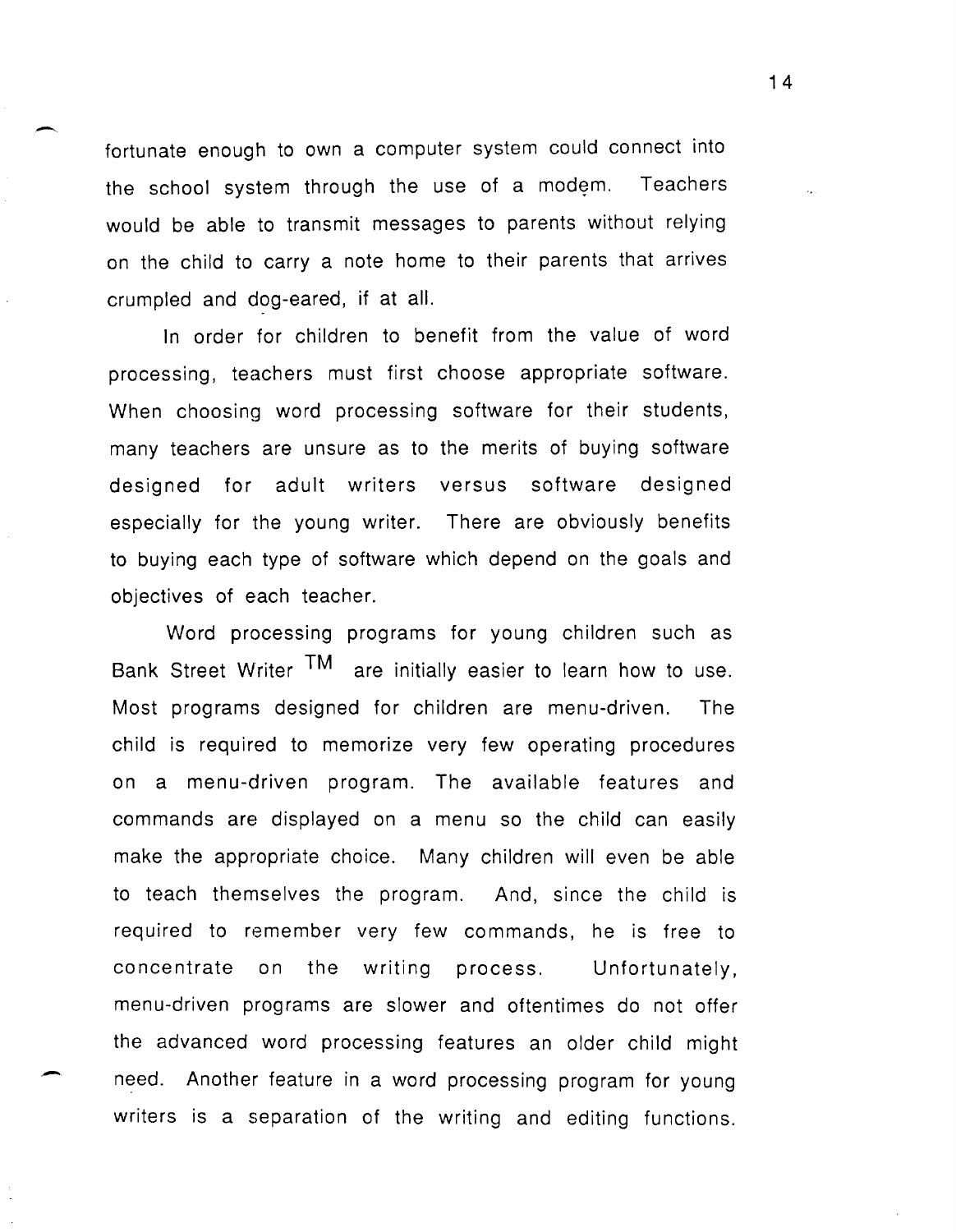fortunate enough to own a computer system could connect into the school system through the use of a modem. Teachers would be able to transmit messages to parents without relying on the child to carry a note home to their parents that arrives crumpled and dog-eared, if at all.

In order for children to benefit from the value of word processing, teachers must first choose appropriate software. When choosing word processing software for their students, many teachers are unsure as to the merits of buying software designed for adult writers versus software designed especially for the young writer. There are obviously benefits to buying each type of software which depend on the goals and objectives of each teacher.

Word processing programs for young children such as Bank Street Writer TM are initially easier to learn how to use. Most programs designed for children are menu-driven. The child is required to memorize very few operating procedures on a menu-driven program. The available features and commands are displayed on a menu so the child can easily make the appropriate choice. Many children will even be able to teach themselves the program. And, since the child is required to remember very few commands, he is free to concentrate on the writing process. Unfortunately, menu-driven programs are slower and oftentimes do not offer the advanced word processing features an older child might need. Another feature in a word processing program for young writers is a separation of the writing and editing functions.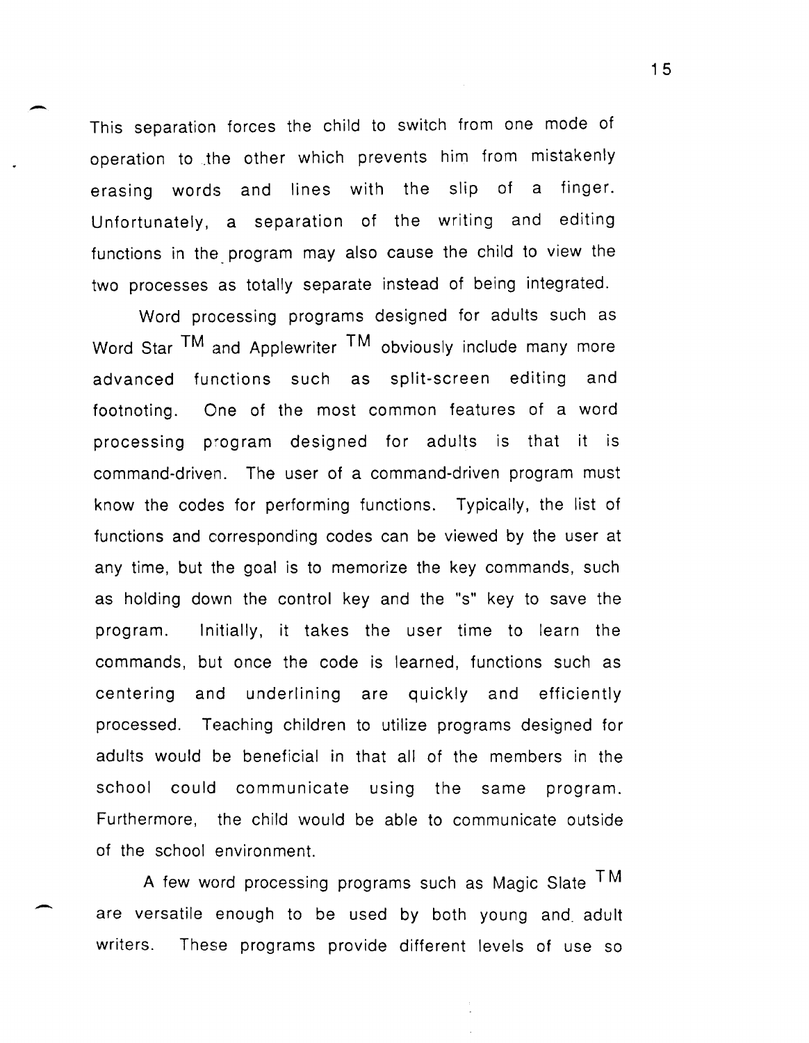This separation forces the child to switch from one mode of operation to the other which prevents him from mistakenly erasing words and lines with the slip of a finger. Unfortunately, a separation of the writing and editing functions in the program may also cause the child to view the two processes as totally separate instead of being integrated.

Word processing programs designed for adults such as Word Star ™ and Applewriter ™ obviously include many more advanced functions such as split-screen editing and footnoting. One of the most common features of a word processing program designed for adults is that it is command-driven. The user of a command-driven program must know the codes for performing functions. Typically, the list of functions and corresponding codes can be viewed by the user at any time, but the goal is to memorize the key commands, such as holding down the control key and the "s" key to save the program. Initially, it takes the user time to learn the commands, but once the code is learned, functions such as centering and underlining are quickly and efficiently processed. Teaching children to utilize programs designed for adults would be beneficial in that all of the members in the school could communicate using the same program. Furthermore, the child would be able to communicate outside of the school environment.

A few word processing programs such as Magic Slate ™ are versatile enough to be used by both young and adult writers. These programs provide different levels of use so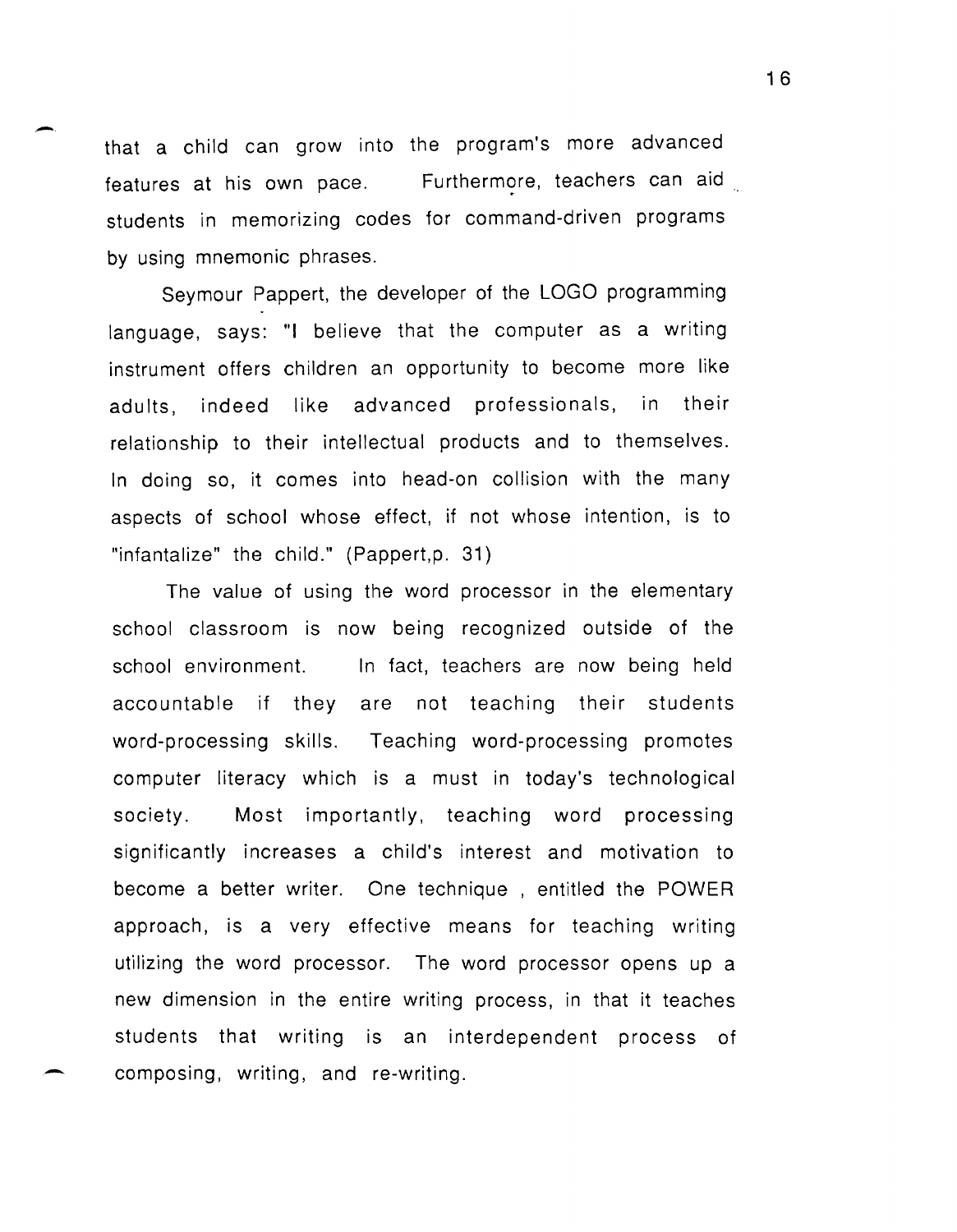that a child can grow into the program's more advanced features at his own pace. Furthermore, teachers can aid students in memorizing codes for command-driven programs by using mnemonic phrases.

Seymour Pappert, the developer of the LOGO programming language, says: "I believe that the computer as a writing instrument offers children an opportunity to become more like adults, indeed like advanced professionals, in their relationship to their intellectual products and to themselves. In doing so, it comes into head-on collision with the many aspects of school whose effect, if not whose intention, is to "infantalize" the child." (Pappert,p. 31)

The value of using the word processor in the elementary school classroom is now being recognized outside of the school environment. In fact, teachers are now being held accountable if they are not teaching their students word-processing skills. Teaching word-processing promotes computer literacy which is a must in today's technological society. Most importantly, teaching word processing significantly increases a child's interest and motivation to become a better writer. One technique , entitled the POWER approach, is a very effective means for teaching writing utilizing the word processor. The word processor opens up a new dimension in the entire writing process, in that it teaches students that writing is an interdependent process of composing, writing, and re-writing.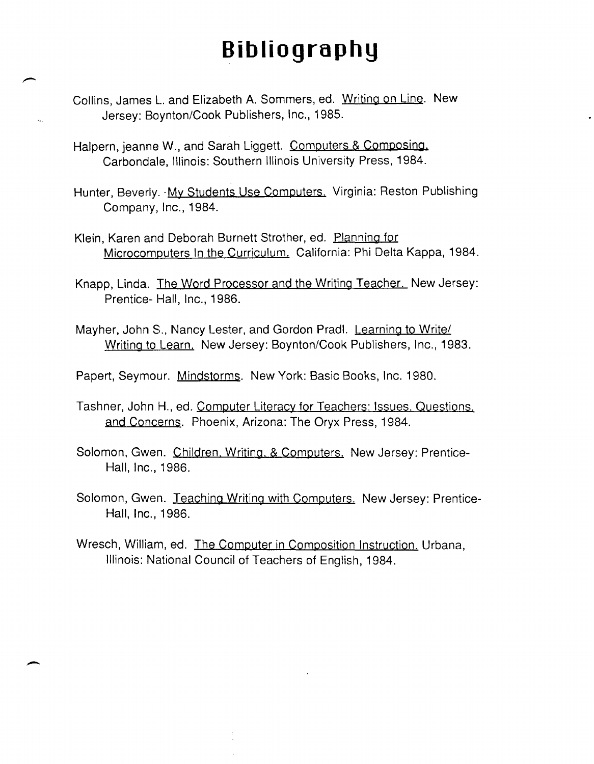# Bibliography

Collins, James L. and Elizabeth A. Sommers, ed. Writing on Line. New Jersey: Boynton/Cook Publishers, Inc., 1985.

Halpern, jeanne W., and Sarah Liggett. Computers & Composing. Carbondale, Illinois: Southern Illinois University Press, 1984.

Hunter, Beverly. My Students Use Computers. Virginia: Reston Publishing Company, Inc., 1984.

Klein, Karen and Deborah Burnett Strother, ed. Planning for Microcomputers In the Curriculum. California: Phi Delta Kappa, 1984.

Knapp, Linda. The Word Processor and the Writing Teacher. New Jersey: Prentice- Hall, Inc., 1986.

Mayher, John S., Nancy Lester, and Gordon Pradl. Learning to Write/ Writing to Learn. New Jersey: Boynton/Cook Publishers, Inc., 1983.

Papert, Seymour. Mindstorms. New York: Basic Books, Inc. 1980.

Tashner, John H., ed. Computer Literacy for Teachers: Issues, Questions, and Concerns. Phoenix, Arizona: The Oryx Press, 1984.

Solomon, Gwen. Children, Writing, & Computers. New Jersey: Prentice-Hall, Inc., 1986.

Solomon, Gwen. Teaching Writing with Computers. New Jersey: Prentice-Hall, Inc., 1986.

Wresch, William, ed. The Computer in Composition Instruction. Urbana, Illinois: National Council of Teachers of English, 1984.